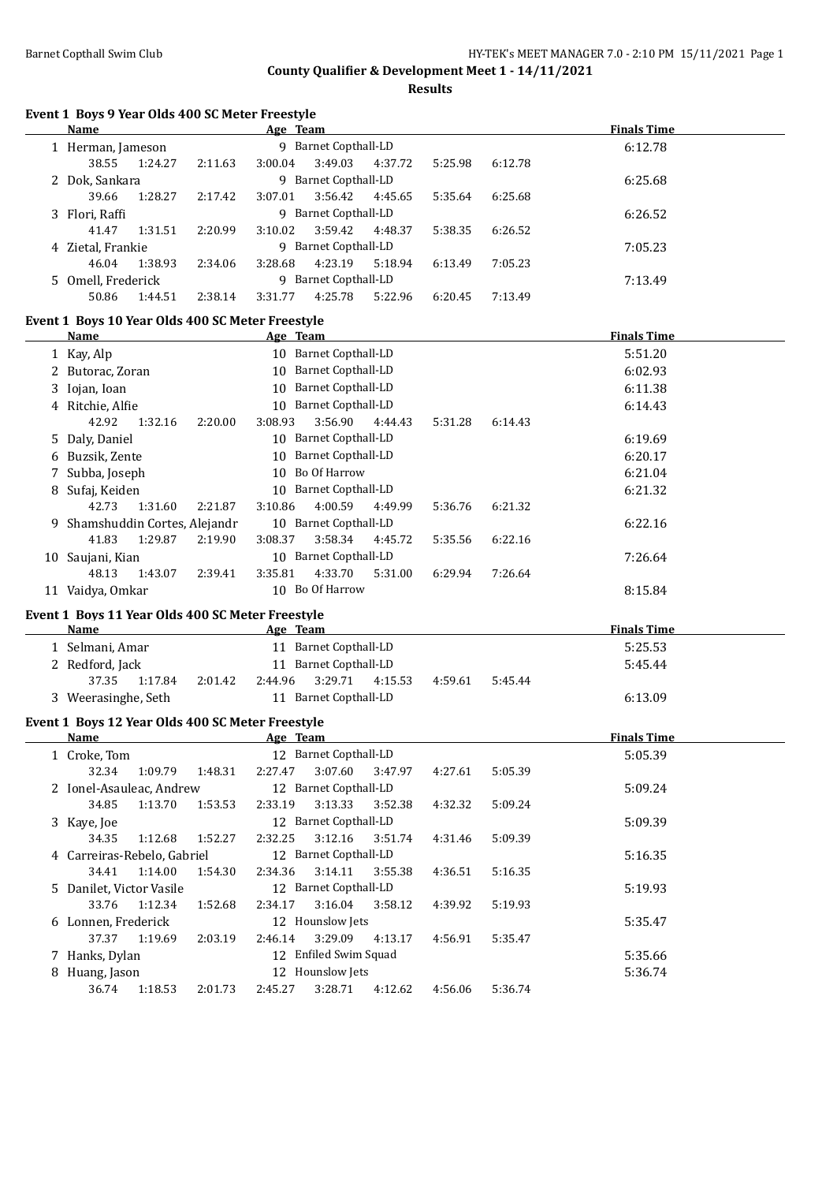**County Qualifier & Development Meet 1 - 14/11/2021**

**Results**

## Event 1 Boys 9 Year Olds 400 SC Meter Freestyle

| | Name | Age | Team | Finals Time |
|---|---|---|---|---|
| 1 | Herman, Jameson | 9 | Barnet Copthall-LD | 6:12.78 |
| | 38.55 1:24.27 2:11.63 3:00.04 3:49.03 4:37.72 5:25.98 6:12.78 | | | |
| 2 | Dok, Sankara | 9 | Barnet Copthall-LD | 6:25.68 |
| | 39.66 1:28.27 2:17.42 3:07.01 3:56.42 4:45.65 5:35.64 6:25.68 | | | |
| 3 | Flori, Raffi | 9 | Barnet Copthall-LD | 6:26.52 |
| | 41.47 1:31.51 2:20.99 3:10.02 3:59.42 4:48.37 5:38.35 6:26.52 | | | |
| 4 | Zietal, Frankie | 9 | Barnet Copthall-LD | 7:05.23 |
| | 46.04 1:38.93 2:34.06 3:28.68 4:23.19 5:18.94 6:13.49 7:05.23 | | | |
| 5 | Omell, Frederick | 9 | Barnet Copthall-LD | 7:13.49 |
| | 50.86 1:44.51 2:38.14 3:31.77 4:25.78 5:22.96 6:20.45 7:13.49 | | | |

## Event 1 Boys 10 Year Olds 400 SC Meter Freestyle

| | Name | Age | Team | Finals Time |
|---|---|---|---|---|
| 1 | Kay, Alp | 10 | Barnet Copthall-LD | 5:51.20 |
| 2 | Butorac, Zoran | 10 | Barnet Copthall-LD | 6:02.93 |
| 3 | Iojan, Ioan | 10 | Barnet Copthall-LD | 6:11.38 |
| 4 | Ritchie, Alfie | 10 | Barnet Copthall-LD | 6:14.43 |
| | 42.92 1:32.16 2:20.00 3:08.93 3:56.90 4:44.43 5:31.28 6:14.43 | | | |
| 5 | Daly, Daniel | 10 | Barnet Copthall-LD | 6:19.69 |
| 6 | Buzsik, Zente | 10 | Barnet Copthall-LD | 6:20.17 |
| 7 | Subba, Joseph | 10 | Bo Of Harrow | 6:21.04 |
| 8 | Sufaj, Keiden | 10 | Barnet Copthall-LD | 6:21.32 |
| | 42.73 1:31.60 2:21.87 3:10.86 4:00.59 4:49.99 5:36.76 6:21.32 | | | |
| 9 | Shamshuddin Cortes, Alejandr | 10 | Barnet Copthall-LD | 6:22.16 |
| | 41.83 1:29.87 2:19.90 3:08.37 3:58.34 4:45.72 5:35.56 6:22.16 | | | |
| 10 | Saujani, Kian | 10 | Barnet Copthall-LD | 7:26.64 |
| | 48.13 1:43.07 2:39.41 3:35.81 4:33.70 5:31.00 6:29.94 7:26.64 | | | |
| 11 | Vaidya, Omkar | 10 | Bo Of Harrow | 8:15.84 |

## Event 1 Boys 11 Year Olds 400 SC Meter Freestyle

| | Name | Age | Team | Finals Time |
|---|---|---|---|---|
| 1 | Selmani, Amar | 11 | Barnet Copthall-LD | 5:25.53 |
| 2 | Redford, Jack | 11 | Barnet Copthall-LD | 5:45.44 |
| | 37.35 1:17.84 2:01.42 2:44.96 3:29.71 4:15.53 4:59.61 5:45.44 | | | |
| 3 | Weerasinghe, Seth | 11 | Barnet Copthall-LD | 6:13.09 |

## Event 1 Boys 12 Year Olds 400 SC Meter Freestyle

| | Name | Age | Team | Finals Time |
|---|---|---|---|---|
| 1 | Croke, Tom | 12 | Barnet Copthall-LD | 5:05.39 |
| | 32.34 1:09.79 1:48.31 2:27.47 3:07.60 3:47.97 4:27.61 5:05.39 | | | |
| 2 | Ionel-Asauleac, Andrew | 12 | Barnet Copthall-LD | 5:09.24 |
| | 34.85 1:13.70 1:53.53 2:33.19 3:13.33 3:52.38 4:32.32 5:09.24 | | | |
| 3 | Kaye, Joe | 12 | Barnet Copthall-LD | 5:09.39 |
| | 34.35 1:12.68 1:52.27 2:32.25 3:12.16 3:51.74 4:31.46 5:09.39 | | | |
| 4 | Carreiras-Rebelo, Gabriel | 12 | Barnet Copthall-LD | 5:16.35 |
| | 34.41 1:14.00 1:54.30 2:34.36 3:14.11 3:55.38 4:36.51 5:16.35 | | | |
| 5 | Danilet, Victor Vasile | 12 | Barnet Copthall-LD | 5:19.93 |
| | 33.76 1:12.34 1:52.68 2:34.17 3:16.04 3:58.12 4:39.92 5:19.93 | | | |
| 6 | Lonnen, Frederick | 12 | Hounslow Jets | 5:35.47 |
| | 37.37 1:19.69 2:03.19 2:46.14 3:29.09 4:13.17 4:56.91 5:35.47 | | | |
| 7 | Hanks, Dylan | 12 | Enfiled Swim Squad | 5:35.66 |
| 8 | Huang, Jason | 12 | Hounslow Jets | 5:36.74 |
| | 36.74 1:18.53 2:01.73 2:45.27 3:28.71 4:12.62 4:56.06 5:36.74 | | | |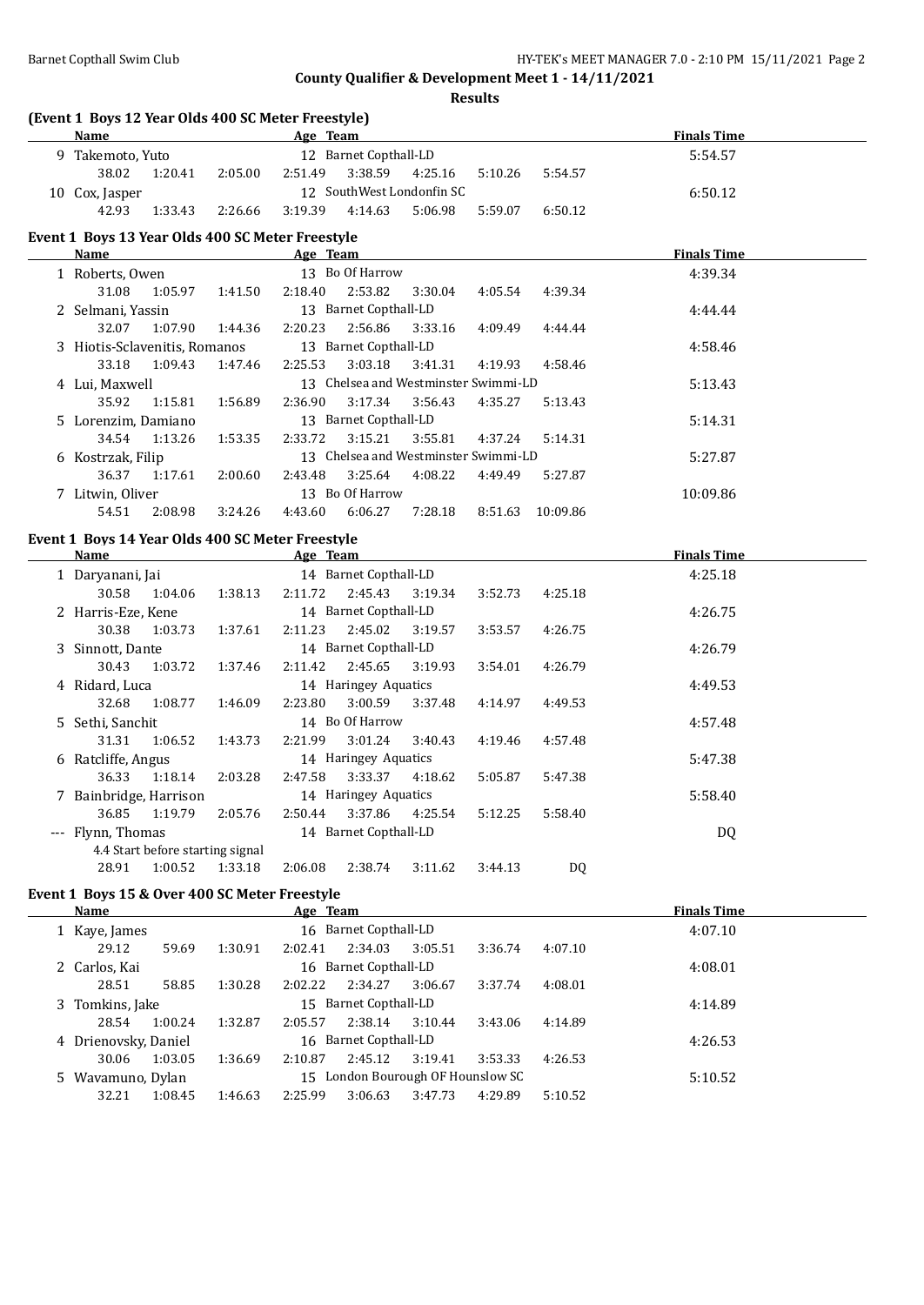**County Qualifier & Development Meet 1 - 14/11/2021**

**Results**

### (Event 1 Boys 12 Year Olds 400 SC Meter Freestyle)

| | Name | Age | Team | Finals Time |
|---|---|---|---|---|
| 9 | Takemoto, Yuto | 12 | Barnet Copthall-LD | 5:54.57 |
| | 38.02 1:20.41 2:05.00 2:51.49 3:38.59 4:25.16 5:10.26 5:54.57 | | | |
| 10 | Cox, Jasper | 12 | SouthWest Londonfin SC | 6:50.12 |
| | 42.93 1:33.43 2:26.66 3:19.39 4:14.63 5:06.98 5:59.07 6:50.12 | | | |

### Event 1 Boys 13 Year Olds 400 SC Meter Freestyle

| | Name | Age | Team | Finals Time |
|---|---|---|---|---|
| 1 | Roberts, Owen | 13 | Bo Of Harrow | 4:39.34 |
| | 31.08 1:05.97 1:41.50 2:18.40 2:53.82 3:30.04 4:05.54 4:39.34 | | | |
| 2 | Selmani, Yassin | 13 | Barnet Copthall-LD | 4:44.44 |
| | 32.07 1:07.90 1:44.36 2:20.23 2:56.86 3:33.16 4:09.49 4:44.44 | | | |
| 3 | Hiotis-Sclavenitis, Romanos | 13 | Barnet Copthall-LD | 4:58.46 |
| | 33.18 1:09.43 1:47.46 2:25.53 3:03.18 3:41.31 4:19.93 4:58.46 | | | |
| 4 | Lui, Maxwell | 13 | Chelsea and Westminster Swimmi-LD | 5:13.43 |
| | 35.92 1:15.81 1:56.89 2:36.90 3:17.34 3:56.43 4:35.27 5:13.43 | | | |
| 5 | Lorenzim, Damiano | 13 | Barnet Copthall-LD | 5:14.31 |
| | 34.54 1:13.26 1:53.35 2:33.72 3:15.21 3:55.81 4:37.24 5:14.31 | | | |
| 6 | Kostrzak, Filip | 13 | Chelsea and Westminster Swimmi-LD | 5:27.87 |
| | 36.37 1:17.61 2:00.60 2:43.48 3:25.64 4:08.22 4:49.49 5:27.87 | | | |
| 7 | Litwin, Oliver | 13 | Bo Of Harrow | 10:09.86 |
| | 54.51 2:08.98 3:24.26 4:43.60 6:06.27 7:28.18 8:51.63 10:09.86 | | | |

### Event 1 Boys 14 Year Olds 400 SC Meter Freestyle

| | Name | Age | Team | Finals Time |
|---|---|---|---|---|
| 1 | Daryanani, Jai | 14 | Barnet Copthall-LD | 4:25.18 |
| | 30.58 1:04.06 1:38.13 2:11.72 2:45.43 3:19.34 3:52.73 4:25.18 | | | |
| 2 | Harris-Eze, Kene | 14 | Barnet Copthall-LD | 4:26.75 |
| | 30.38 1:03.73 1:37.61 2:11.23 2:45.02 3:19.57 3:53.57 4:26.75 | | | |
| 3 | Sinnott, Dante | 14 | Barnet Copthall-LD | 4:26.79 |
| | 30.43 1:03.72 1:37.46 2:11.42 2:45.65 3:19.93 3:54.01 4:26.79 | | | |
| 4 | Ridard, Luca | 14 | Haringey Aquatics | 4:49.53 |
| | 32.68 1:08.77 1:46.09 2:23.80 3:00.59 3:37.48 4:14.97 4:49.53 | | | |
| 5 | Sethi, Sanchit | 14 | Bo Of Harrow | 4:57.48 |
| | 31.31 1:06.52 1:43.73 2:21.99 3:01.24 3:40.43 4:19.46 4:57.48 | | | |
| 6 | Ratcliffe, Angus | 14 | Haringey Aquatics | 5:47.38 |
| | 36.33 1:18.14 2:03.28 2:47.58 3:33.37 4:18.62 5:05.87 5:47.38 | | | |
| 7 | Bainbridge, Harrison | 14 | Haringey Aquatics | 5:58.40 |
| | 36.85 1:19.79 2:05.76 2:50.44 3:37.86 4:25.54 5:12.25 5:58.40 | | | |
| --- | Flynn, Thomas | 14 | Barnet Copthall-LD | DQ |
| | 4.4 Start before starting signal | | | |
| | 28.91 1:00.52 1:33.18 2:06.08 2:38.74 3:11.62 3:44.13 DQ | | | |

### Event 1 Boys 15 & Over 400 SC Meter Freestyle

| | Name | Age | Team | Finals Time |
|---|---|---|---|---|
| 1 | Kaye, James | 16 | Barnet Copthall-LD | 4:07.10 |
| | 29.12 59.69 1:30.91 2:02.41 2:34.03 3:05.51 3:36.74 4:07.10 | | | |
| 2 | Carlos, Kai | 16 | Barnet Copthall-LD | 4:08.01 |
| | 28.51 58.85 1:30.28 2:02.22 2:34.27 3:06.67 3:37.74 4:08.01 | | | |
| 3 | Tomkins, Jake | 15 | Barnet Copthall-LD | 4:14.89 |
| | 28.54 1:00.24 1:32.87 2:05.57 2:38.14 3:10.44 3:43.06 4:14.89 | | | |
| 4 | Drienovsky, Daniel | 16 | Barnet Copthall-LD | 4:26.53 |
| | 30.06 1:03.05 1:36.69 2:10.87 2:45.12 3:19.41 3:53.33 4:26.53 | | | |
| 5 | Wavamuno, Dylan | 15 | London Bourough OF Hounslow SC | 5:10.52 |
| | 32.21 1:08.45 1:46.63 2:25.99 3:06.63 3:47.73 4:29.89 5:10.52 | | | |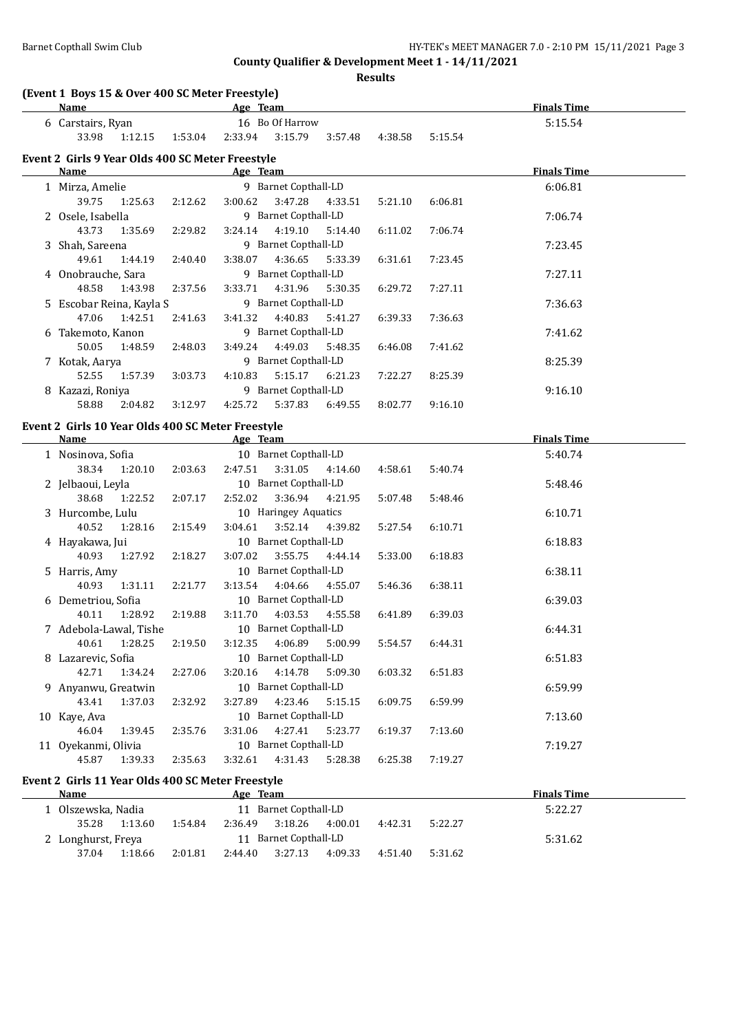## County Qualifier & Development Meet 1 - 14/11/2021

### Results

**(Event 1 Boys 15 & Over 400 SC Meter Freestyle)**

| | Name | Age | Team | Finals Time |
|---|---|---|---|---|
| 6 | Carstairs, Ryan | 16 | Bo Of Harrow | 5:15.54 |
| | 33.98 1:12.15 1:53.04 2:33.94 3:15.79 3:57.48 4:38.58 5:15.54 | | | |

**Event 2 Girls 9 Year Olds 400 SC Meter Freestyle**

| | Name | Age | Team | Finals Time |
|---|---|---|---|---|
| 1 | Mirza, Amelie | 9 | Barnet Copthall-LD | 6:06.81 |
| | 39.75 1:25.63 2:12.62 3:00.62 3:47.28 4:33.51 5:21.10 6:06.81 | | | |
| 2 | Osele, Isabella | 9 | Barnet Copthall-LD | 7:06.74 |
| | 43.73 1:35.69 2:29.82 3:24.14 4:19.10 5:14.40 6:11.02 7:06.74 | | | |
| 3 | Shah, Sareena | 9 | Barnet Copthall-LD | 7:23.45 |
| | 49.61 1:44.19 2:40.40 3:38.07 4:36.65 5:33.39 6:31.61 7:23.45 | | | |
| 4 | Onobrauche, Sara | 9 | Barnet Copthall-LD | 7:27.11 |
| | 48.58 1:43.98 2:37.56 3:33.71 4:31.96 5:30.35 6:29.72 7:27.11 | | | |
| 5 | Escobar Reina, Kayla S | 9 | Barnet Copthall-LD | 7:36.63 |
| | 47.06 1:42.51 2:41.63 3:41.32 4:40.83 5:41.27 6:39.33 7:36.63 | | | |
| 6 | Takemoto, Kanon | 9 | Barnet Copthall-LD | 7:41.62 |
| | 50.05 1:48.59 2:48.03 3:49.24 4:49.03 5:48.35 6:46.08 7:41.62 | | | |
| 7 | Kotak, Aarya | 9 | Barnet Copthall-LD | 8:25.39 |
| | 52.55 1:57.39 3:03.73 4:10.83 5:15.17 6:21.23 7:22.27 8:25.39 | | | |
| 8 | Kazazi, Roniya | 9 | Barnet Copthall-LD | 9:16.10 |
| | 58.88 2:04.82 3:12.97 4:25.72 5:37.83 6:49.55 8:02.77 9:16.10 | | | |

**Event 2 Girls 10 Year Olds 400 SC Meter Freestyle**

| | Name | Age | Team | Finals Time |
|---|---|---|---|---|
| 1 | Nosinova, Sofia | 10 | Barnet Copthall-LD | 5:40.74 |
| | 38.34 1:20.10 2:03.63 2:47.51 3:31.05 4:14.60 4:58.61 5:40.74 | | | |
| 2 | Jelbaoui, Leyla | 10 | Barnet Copthall-LD | 5:48.46 |
| | 38.68 1:22.52 2:07.17 2:52.02 3:36.94 4:21.95 5:07.48 5:48.46 | | | |
| 3 | Hurcombe, Lulu | 10 | Haringey Aquatics | 6:10.71 |
| | 40.52 1:28.16 2:15.49 3:04.61 3:52.14 4:39.82 5:27.54 6:10.71 | | | |
| 4 | Hayakawa, Jui | 10 | Barnet Copthall-LD | 6:18.83 |
| | 40.93 1:27.92 2:18.27 3:07.02 3:55.75 4:44.14 5:33.00 6:18.83 | | | |
| 5 | Harris, Amy | 10 | Barnet Copthall-LD | 6:38.11 |
| | 40.93 1:31.11 2:21.77 3:13.54 4:04.66 4:55.07 5:46.36 6:38.11 | | | |
| 6 | Demetriou, Sofia | 10 | Barnet Copthall-LD | 6:39.03 |
| | 40.11 1:28.92 2:19.88 3:11.70 4:03.53 4:55.58 6:41.89 6:39.03 | | | |
| 7 | Adebola-Lawal, Tishe | 10 | Barnet Copthall-LD | 6:44.31 |
| | 40.61 1:28.25 2:19.50 3:12.35 4:06.89 5:00.99 5:54.57 6:44.31 | | | |
| 8 | Lazarevic, Sofia | 10 | Barnet Copthall-LD | 6:51.83 |
| | 42.71 1:34.24 2:27.06 3:20.16 4:14.78 5:09.30 6:03.32 6:51.83 | | | |
| 9 | Anyanwu, Greatwin | 10 | Barnet Copthall-LD | 6:59.99 |
| | 43.41 1:37.03 2:32.92 3:27.89 4:23.46 5:15.15 6:09.75 6:59.99 | | | |
| 10 | Kaye, Ava | 10 | Barnet Copthall-LD | 7:13.60 |
| | 46.04 1:39.45 2:35.76 3:31.06 4:27.41 5:23.77 6:19.37 7:13.60 | | | |
| 11 | Oyekanmi, Olivia | 10 | Barnet Copthall-LD | 7:19.27 |
| | 45.87 1:39.33 2:35.63 3:32.61 4:31.43 5:28.38 6:25.38 7:19.27 | | | |

**Event 2 Girls 11 Year Olds 400 SC Meter Freestyle**

| | Name | Age | Team | Finals Time |
|---|---|---|---|---|
| 1 | Olszewska, Nadia | 11 | Barnet Copthall-LD | 5:22.27 |
| | 35.28 1:13.60 1:54.84 2:36.49 3:18.26 4:00.01 4:42.31 5:22.27 | | | |
| 2 | Longhurst, Freya | 11 | Barnet Copthall-LD | 5:31.62 |
| | 37.04 1:18.66 2:01.81 2:44.40 3:27.13 4:09.33 4:51.40 5:31.62 | | | |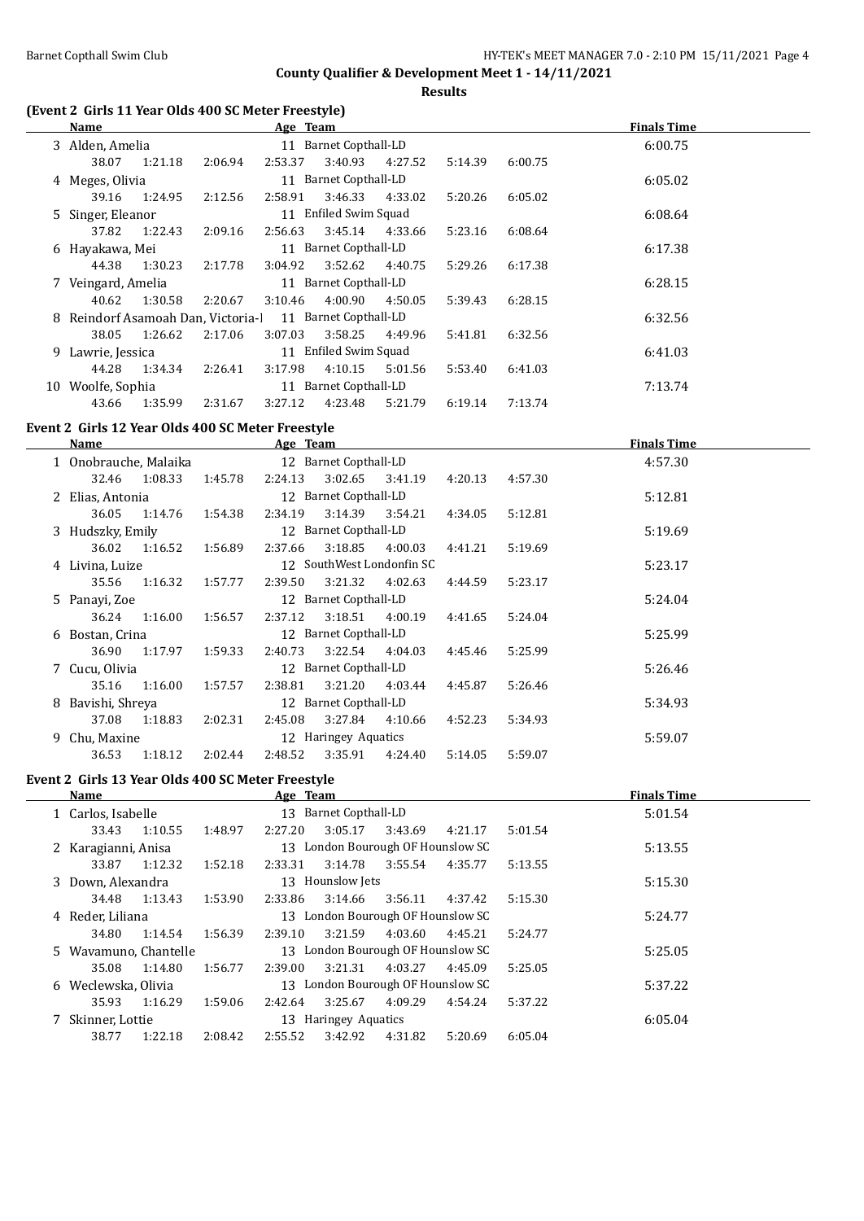**County Qualifier & Development Meet 1 - 14/11/2021**

**Results**

### (Event 2 Girls 11 Year Olds 400 SC Meter Freestyle)

| | Name | Age | Team | Finals Time |
|---|---|---|---|---|
| 3 | Alden, Amelia | 11 | Barnet Copthall-LD | 6:00.75 |
| | 38.07 1:21.18 2:06.94 2:53.37 3:40.93 4:27.52 5:14.39 6:00.75 | | | |
| 4 | Meges, Olivia | 11 | Barnet Copthall-LD | 6:05.02 |
| | 39.16 1:24.95 2:12.56 2:58.91 3:46.33 4:33.02 5:20.26 6:05.02 | | | |
| 5 | Singer, Eleanor | 11 | Enfiled Swim Squad | 6:08.64 |
| | 37.82 1:22.43 2:09.16 2:56.63 3:45.14 4:33.66 5:23.16 6:08.64 | | | |
| 6 | Hayakawa, Mei | 11 | Barnet Copthall-LD | 6:17.38 |
| | 44.38 1:30.23 2:17.78 3:04.92 3:52.62 4:40.75 5:29.26 6:17.38 | | | |
| 7 | Veingard, Amelia | 11 | Barnet Copthall-LD | 6:28.15 |
| | 40.62 1:30.58 2:20.67 3:10.46 4:00.90 4:50.05 5:39.43 6:28.15 | | | |
| 8 | Reindorf Asamoah Dan, Victoria-l | 11 | Barnet Copthall-LD | 6:32.56 |
| | 38.05 1:26.62 2:17.06 3:07.03 3:58.25 4:49.96 5:41.81 6:32.56 | | | |
| 9 | Lawrie, Jessica | 11 | Enfiled Swim Squad | 6:41.03 |
| | 44.28 1:34.34 2:26.41 3:17.98 4:10.15 5:01.56 5:53.40 6:41.03 | | | |
| 10 | Woolfe, Sophia | 11 | Barnet Copthall-LD | 7:13.74 |
| | 43.66 1:35.99 2:31.67 3:27.12 4:23.48 5:21.79 6:19.14 7:13.74 | | | |

### Event 2 Girls 12 Year Olds 400 SC Meter Freestyle

| | Name | Age | Team | Finals Time |
|---|---|---|---|---|
| 1 | Onobrauche, Malaika | 12 | Barnet Copthall-LD | 4:57.30 |
| | 32.46 1:08.33 1:45.78 2:24.13 3:02.65 3:41.19 4:20.13 4:57.30 | | | |
| 2 | Elias, Antonia | 12 | Barnet Copthall-LD | 5:12.81 |
| | 36.05 1:14.76 1:54.38 2:34.19 3:14.39 3:54.21 4:34.05 5:12.81 | | | |
| 3 | Hudszky, Emily | 12 | Barnet Copthall-LD | 5:19.69 |
| | 36.02 1:16.52 1:56.89 2:37.66 3:18.85 4:00.03 4:41.21 5:19.69 | | | |
| 4 | Livina, Luize | 12 | SouthWest Londonfin SC | 5:23.17 |
| | 35.56 1:16.32 1:57.77 2:39.50 3:21.32 4:02.63 4:44.59 5:23.17 | | | |
| 5 | Panayi, Zoe | 12 | Barnet Copthall-LD | 5:24.04 |
| | 36.24 1:16.00 1:56.57 2:37.12 3:18.51 4:00.19 4:41.65 5:24.04 | | | |
| 6 | Bostan, Crina | 12 | Barnet Copthall-LD | 5:25.99 |
| | 36.90 1:17.97 1:59.33 2:40.73 3:22.54 4:04.03 4:45.46 5:25.99 | | | |
| 7 | Cucu, Olivia | 12 | Barnet Copthall-LD | 5:26.46 |
| | 35.16 1:16.00 1:57.57 2:38.81 3:21.20 4:03.44 4:45.87 5:26.46 | | | |
| 8 | Bavishi, Shreya | 12 | Barnet Copthall-LD | 5:34.93 |
| | 37.08 1:18.83 2:02.31 2:45.08 3:27.84 4:10.66 4:52.23 5:34.93 | | | |
| 9 | Chu, Maxine | 12 | Haringey Aquatics | 5:59.07 |
| | 36.53 1:18.12 2:02.44 2:48.52 3:35.91 4:24.40 5:14.05 5:59.07 | | | |

### Event 2 Girls 13 Year Olds 400 SC Meter Freestyle

| | Name | Age | Team | Finals Time |
|---|---|---|---|---|
| 1 | Carlos, Isabelle | 13 | Barnet Copthall-LD | 5:01.54 |
| | 33.43 1:10.55 1:48.97 2:27.20 3:05.17 3:43.69 4:21.17 5:01.54 | | | |
| 2 | Karagianni, Anisa | 13 | London Bourough OF Hounslow SC | 5:13.55 |
| | 33.87 1:12.32 1:52.18 2:33.31 3:14.78 3:55.54 4:35.77 5:13.55 | | | |
| 3 | Down, Alexandra | 13 | Hounslow Jets | 5:15.30 |
| | 34.48 1:13.43 1:53.90 2:33.86 3:14.66 3:56.11 4:37.42 5:15.30 | | | |
| 4 | Reder, Liliana | 13 | London Bourough OF Hounslow SC | 5:24.77 |
| | 34.80 1:14.54 1:56.39 2:39.10 3:21.59 4:03.60 4:45.21 5:24.77 | | | |
| 5 | Wavamuno, Chantelle | 13 | London Bourough OF Hounslow SC | 5:25.05 |
| | 35.08 1:14.80 1:56.77 2:39.00 3:21.31 4:03.27 4:45.09 5:25.05 | | | |
| 6 | Weclewska, Olivia | 13 | London Bourough OF Hounslow SC | 5:37.22 |
| | 35.93 1:16.29 1:59.06 2:42.64 3:25.67 4:09.29 4:54.24 5:37.22 | | | |
| 7 | Skinner, Lottie | 13 | Haringey Aquatics | 6:05.04 |
| | 38.77 1:22.18 2:08.42 2:55.52 3:42.92 4:31.82 5:20.69 6:05.04 | | | |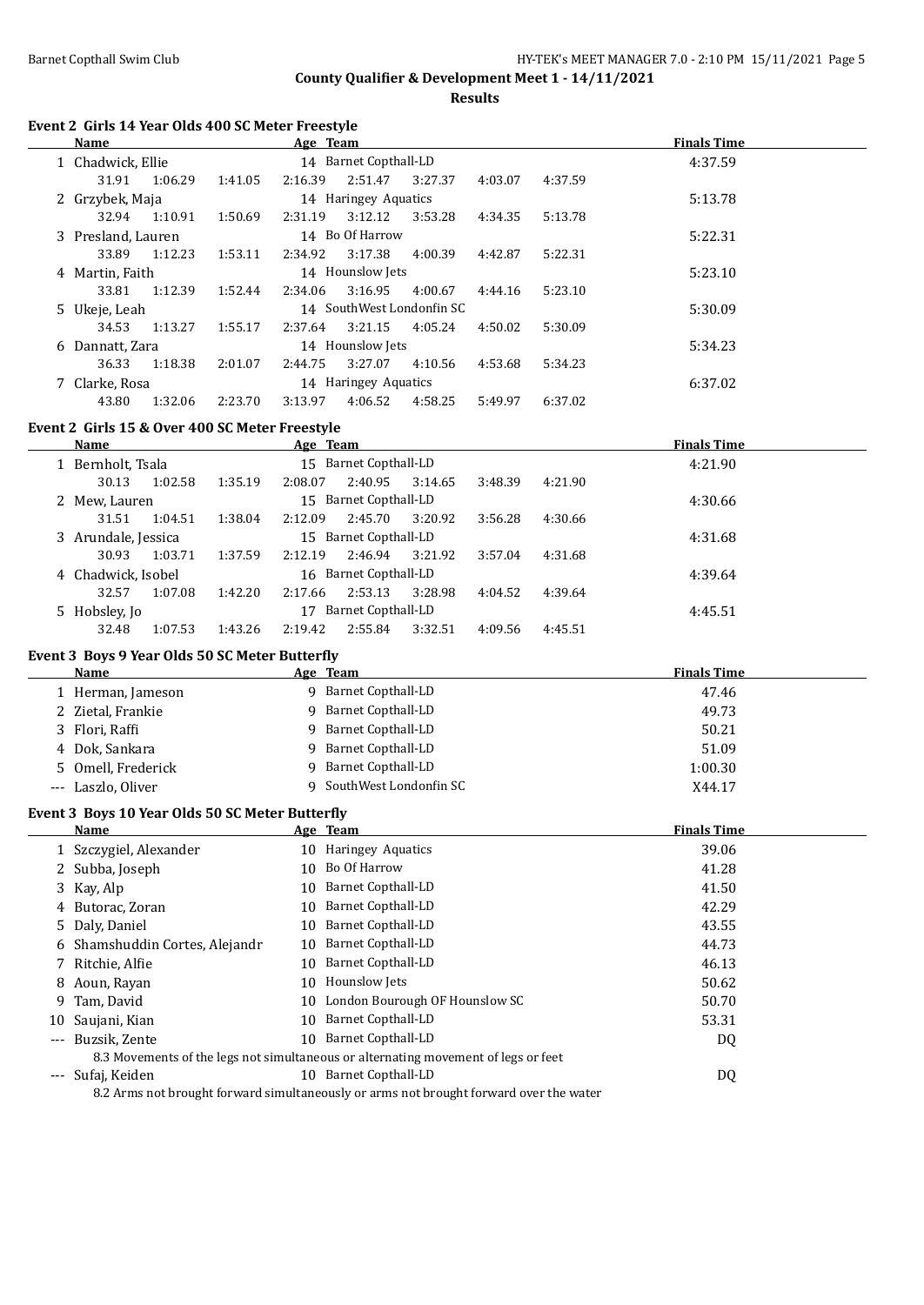## County Qualifier & Development Meet 1 - 14/11/2021

### Results

#### Event 2 Girls 14 Year Olds 400 SC Meter Freestyle

| | Name | Age | Team | Finals Time |
|---|---|---|---|---|
| 1 | Chadwick, Ellie | 14 | Barnet Copthall-LD | 4:37.59 |
| | 31.91 1:06.29 1:41.05 2:16.39 2:51.47 3:27.37 4:03.07 4:37.59 | | | |
| 2 | Grzybek, Maja | 14 | Haringey Aquatics | 5:13.78 |
| | 32.94 1:10.91 1:50.69 2:31.19 3:12.12 3:53.28 4:34.35 5:13.78 | | | |
| 3 | Presland, Lauren | 14 | Bo Of Harrow | 5:22.31 |
| | 33.89 1:12.23 1:53.11 2:34.92 3:17.38 4:00.39 4:42.87 5:22.31 | | | |
| 4 | Martin, Faith | 14 | Hounslow Jets | 5:23.10 |
| | 33.81 1:12.39 1:52.44 2:34.06 3:16.95 4:00.67 4:44.16 5:23.10 | | | |
| 5 | Ukeje, Leah | 14 | SouthWest Londonfin SC | 5:30.09 |
| | 34.53 1:13.27 1:55.17 2:37.64 3:21.15 4:05.24 4:50.02 5:30.09 | | | |
| 6 | Dannatt, Zara | 14 | Hounslow Jets | 5:34.23 |
| | 36.33 1:18.38 2:01.07 2:44.75 3:27.07 4:10.56 4:53.68 5:34.23 | | | |
| 7 | Clarke, Rosa | 14 | Haringey Aquatics | 6:37.02 |
| | 43.80 1:32.06 2:23.70 3:13.97 4:06.52 4:58.25 5:49.97 6:37.02 | | | |

#### Event 2 Girls 15 & Over 400 SC Meter Freestyle

| | Name | Age | Team | Finals Time |
|---|---|---|---|---|
| 1 | Bernholt, Tsala | 15 | Barnet Copthall-LD | 4:21.90 |
| | 30.13 1:02.58 1:35.19 2:08.07 2:40.95 3:14.65 3:48.39 4:21.90 | | | |
| 2 | Mew, Lauren | 15 | Barnet Copthall-LD | 4:30.66 |
| | 31.51 1:04.51 1:38.04 2:12.09 2:45.70 3:20.92 3:56.28 4:30.66 | | | |
| 3 | Arundale, Jessica | 15 | Barnet Copthall-LD | 4:31.68 |
| | 30.93 1:03.71 1:37.59 2:12.19 2:46.94 3:21.92 3:57.04 4:31.68 | | | |
| 4 | Chadwick, Isobel | 16 | Barnet Copthall-LD | 4:39.64 |
| | 32.57 1:07.08 1:42.20 2:17.66 2:53.13 3:28.98 4:04.52 4:39.64 | | | |
| 5 | Hobsley, Jo | 17 | Barnet Copthall-LD | 4:45.51 |
| | 32.48 1:07.53 1:43.26 2:19.42 2:55.84 3:32.51 4:09.56 4:45.51 | | | |

#### Event 3 Boys 9 Year Olds 50 SC Meter Butterfly

| | Name | Age | Team | Finals Time |
|---|---|---|---|---|
| 1 | Herman, Jameson | 9 | Barnet Copthall-LD | 47.46 |
| 2 | Zietal, Frankie | 9 | Barnet Copthall-LD | 49.73 |
| 3 | Flori, Raffi | 9 | Barnet Copthall-LD | 50.21 |
| 4 | Dok, Sankara | 9 | Barnet Copthall-LD | 51.09 |
| 5 | Omell, Frederick | 9 | Barnet Copthall-LD | 1:00.30 |
| --- | Laszlo, Oliver | 9 | SouthWest Londonfin SC | X44.17 |

#### Event 3 Boys 10 Year Olds 50 SC Meter Butterfly

| | Name | Age | Team | Finals Time |
|---|---|---|---|---|
| 1 | Szczygiel, Alexander | 10 | Haringey Aquatics | 39.06 |
| 2 | Subba, Joseph | 10 | Bo Of Harrow | 41.28 |
| 3 | Kay, Alp | 10 | Barnet Copthall-LD | 41.50 |
| 4 | Butorac, Zoran | 10 | Barnet Copthall-LD | 42.29 |
| 5 | Daly, Daniel | 10 | Barnet Copthall-LD | 43.55 |
| 6 | Shamshuddin Cortes, Alejandr | 10 | Barnet Copthall-LD | 44.73 |
| 7 | Ritchie, Alfie | 10 | Barnet Copthall-LD | 46.13 |
| 8 | Aoun, Rayan | 10 | Hounslow Jets | 50.62 |
| 9 | Tam, David | 10 | London Bourough OF Hounslow SC | 50.70 |
| 10 | Saujani, Kian | 10 | Barnet Copthall-LD | 53.31 |
| --- | Buzsik, Zente | 10 | Barnet Copthall-LD | DQ |
| | 8.3 Movements of the legs not simultaneous or alternating movement of legs or feet | | | |
| --- | Sufaj, Keiden | 10 | Barnet Copthall-LD | DQ |
| | 8.2 Arms not brought forward simultaneously or arms not brought forward over the water | | | |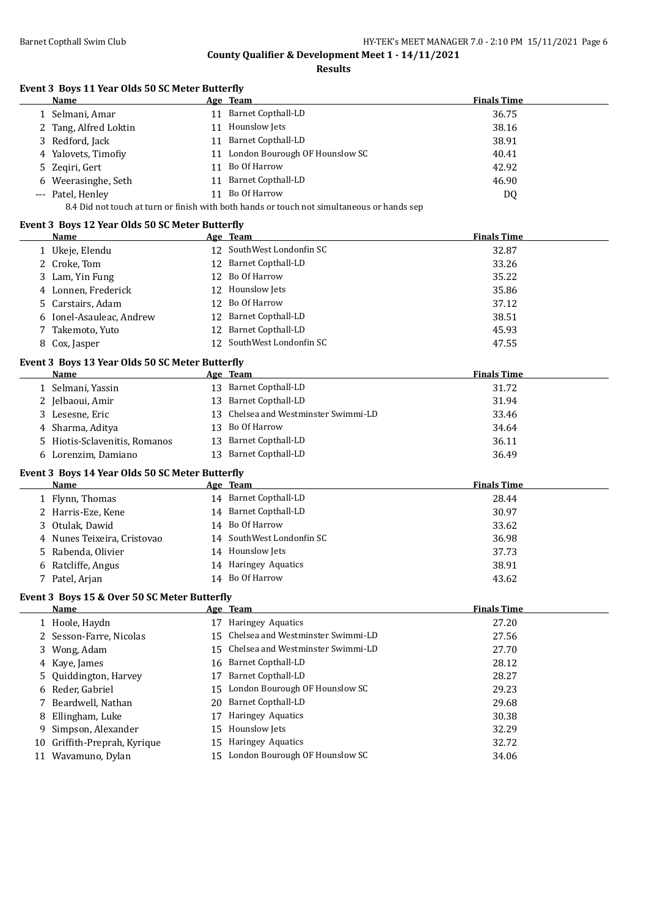**County Qualifier & Development Meet 1 - 14/11/2021**

**Results**

### Event 3 Boys 11 Year Olds 50 SC Meter Butterfly

| | Name | Age | Team | Finals Time |
|---|---|---|---|---|
| 1 | Selmani, Amar | 11 | Barnet Copthall-LD | 36.75 |
| 2 | Tang, Alfred Loktin | 11 | Hounslow Jets | 38.16 |
| 3 | Redford, Jack | 11 | Barnet Copthall-LD | 38.91 |
| 4 | Yalovets, Timofiy | 11 | London Bourough OF Hounslow SC | 40.41 |
| 5 | Zeqiri, Gert | 11 | Bo Of Harrow | 42.92 |
| 6 | Weerasinghe, Seth | 11 | Barnet Copthall-LD | 46.90 |
| --- | Patel, Henley | 11 | Bo Of Harrow | DQ |

8.4 Did not touch at turn or finish with both hands or touch not simultaneous or hands sep

### Event 3 Boys 12 Year Olds 50 SC Meter Butterfly

| | Name | Age | Team | Finals Time |
|---|---|---|---|---|
| 1 | Ukeje, Elendu | 12 | SouthWest Londonfin SC | 32.87 |
| 2 | Croke, Tom | 12 | Barnet Copthall-LD | 33.26 |
| 3 | Lam, Yin Fung | 12 | Bo Of Harrow | 35.22 |
| 4 | Lonnen, Frederick | 12 | Hounslow Jets | 35.86 |
| 5 | Carstairs, Adam | 12 | Bo Of Harrow | 37.12 |
| 6 | Ionel-Asauleac, Andrew | 12 | Barnet Copthall-LD | 38.51 |
| 7 | Takemoto, Yuto | 12 | Barnet Copthall-LD | 45.93 |
| 8 | Cox, Jasper | 12 | SouthWest Londonfin SC | 47.55 |

### Event 3 Boys 13 Year Olds 50 SC Meter Butterfly

| | Name | Age | Team | Finals Time |
|---|---|---|---|---|
| 1 | Selmani, Yassin | 13 | Barnet Copthall-LD | 31.72 |
| 2 | Jelbaoui, Amir | 13 | Barnet Copthall-LD | 31.94 |
| 3 | Lesesne, Eric | 13 | Chelsea and Westminster Swimmi-LD | 33.46 |
| 4 | Sharma, Aditya | 13 | Bo Of Harrow | 34.64 |
| 5 | Hiotis-Sclavenitis, Romanos | 13 | Barnet Copthall-LD | 36.11 |
| 6 | Lorenzim, Damiano | 13 | Barnet Copthall-LD | 36.49 |

### Event 3 Boys 14 Year Olds 50 SC Meter Butterfly

| | Name | Age | Team | Finals Time |
|---|---|---|---|---|
| 1 | Flynn, Thomas | 14 | Barnet Copthall-LD | 28.44 |
| 2 | Harris-Eze, Kene | 14 | Barnet Copthall-LD | 30.97 |
| 3 | Otulak, Dawid | 14 | Bo Of Harrow | 33.62 |
| 4 | Nunes Teixeira, Cristovao | 14 | SouthWest Londonfin SC | 36.98 |
| 5 | Rabenda, Olivier | 14 | Hounslow Jets | 37.73 |
| 6 | Ratcliffe, Angus | 14 | Haringey Aquatics | 38.91 |
| 7 | Patel, Arjan | 14 | Bo Of Harrow | 43.62 |

### Event 3 Boys 15 & Over 50 SC Meter Butterfly

| | Name | Age | Team | Finals Time |
|---|---|---|---|---|
| 1 | Hoole, Haydn | 17 | Haringey Aquatics | 27.20 |
| 2 | Sesson-Farre, Nicolas | 15 | Chelsea and Westminster Swimmi-LD | 27.56 |
| 3 | Wong, Adam | 15 | Chelsea and Westminster Swimmi-LD | 27.70 |
| 4 | Kaye, James | 16 | Barnet Copthall-LD | 28.12 |
| 5 | Quiddington, Harvey | 17 | Barnet Copthall-LD | 28.27 |
| 6 | Reder, Gabriel | 15 | London Bourough OF Hounslow SC | 29.23 |
| 7 | Beardwell, Nathan | 20 | Barnet Copthall-LD | 29.68 |
| 8 | Ellingham, Luke | 17 | Haringey Aquatics | 30.38 |
| 9 | Simpson, Alexander | 15 | Hounslow Jets | 32.29 |
| 10 | Griffith-Preprah, Kyrique | 15 | Haringey Aquatics | 32.72 |
| 11 | Wavamuno, Dylan | 15 | London Bourough OF Hounslow SC | 34.06 |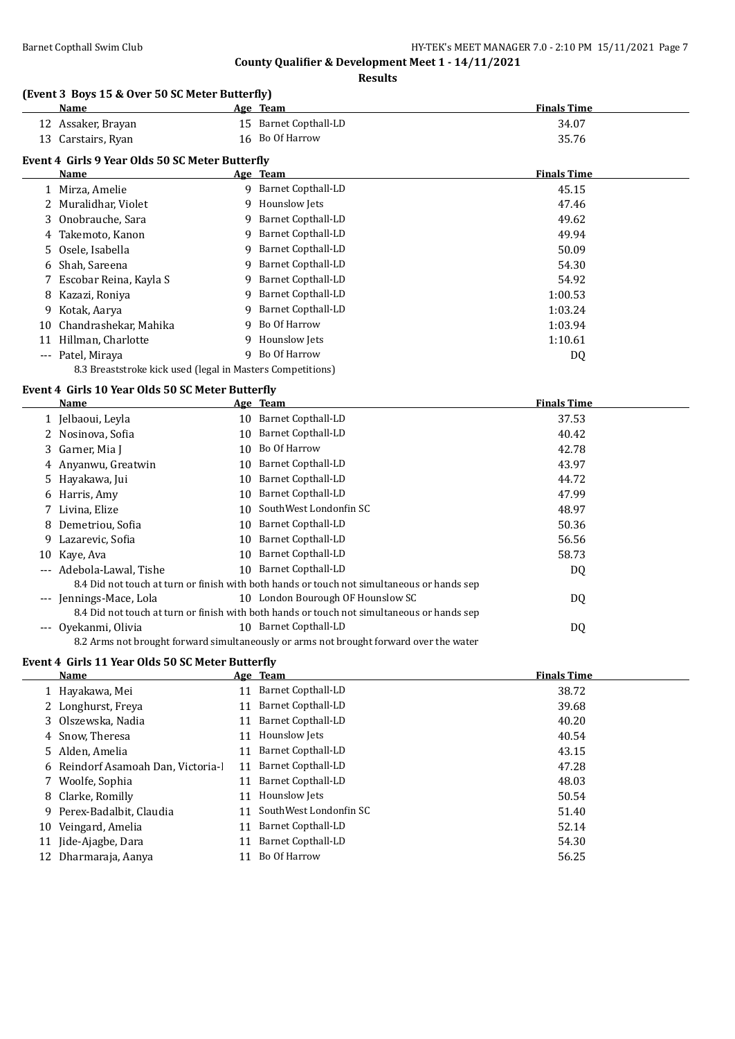**County Qualifier & Development Meet 1 - 14/11/2021**

**Results**

## (Event 3 Boys 15 & Over 50 SC Meter Butterfly)

| | Name | Age | Team | Finals Time |
|---|---|---|---|---|
| 12 | Assaker, Brayan | 15 | Barnet Copthall-LD | 34.07 |
| 13 | Carstairs, Ryan | 16 | Bo Of Harrow | 35.76 |

## Event 4 Girls 9 Year Olds 50 SC Meter Butterfly

| | Name | Age | Team | Finals Time |
|---|---|---|---|---|
| 1 | Mirza, Amelie | 9 | Barnet Copthall-LD | 45.15 |
| 2 | Muralidhar, Violet | 9 | Hounslow Jets | 47.46 |
| 3 | Onobrauche, Sara | 9 | Barnet Copthall-LD | 49.62 |
| 4 | Takemoto, Kanon | 9 | Barnet Copthall-LD | 49.94 |
| 5 | Osele, Isabella | 9 | Barnet Copthall-LD | 50.09 |
| 6 | Shah, Sareena | 9 | Barnet Copthall-LD | 54.30 |
| 7 | Escobar Reina, Kayla S | 9 | Barnet Copthall-LD | 54.92 |
| 8 | Kazazi, Roniya | 9 | Barnet Copthall-LD | 1:00.53 |
| 9 | Kotak, Aarya | 9 | Barnet Copthall-LD | 1:03.24 |
| 10 | Chandrashekar, Mahika | 9 | Bo Of Harrow | 1:03.94 |
| 11 | Hillman, Charlotte | 9 | Hounslow Jets | 1:10.61 |
| --- | Patel, Miraya | 9 | Bo Of Harrow | DQ |
| | 8.3 Breaststroke kick used (legal in Masters Competitions) | | | |

## Event 4 Girls 10 Year Olds 50 SC Meter Butterfly

| | Name | Age | Team | Finals Time |
|---|---|---|---|---|
| 1 | Jelbaoui, Leyla | 10 | Barnet Copthall-LD | 37.53 |
| 2 | Nosinova, Sofia | 10 | Barnet Copthall-LD | 40.42 |
| 3 | Garner, Mia J | 10 | Bo Of Harrow | 42.78 |
| 4 | Anyanwu, Greatwin | 10 | Barnet Copthall-LD | 43.97 |
| 5 | Hayakawa, Jui | 10 | Barnet Copthall-LD | 44.72 |
| 6 | Harris, Amy | 10 | Barnet Copthall-LD | 47.99 |
| 7 | Livina, Elize | 10 | SouthWest Londonfin SC | 48.97 |
| 8 | Demetriou, Sofia | 10 | Barnet Copthall-LD | 50.36 |
| 9 | Lazarevic, Sofia | 10 | Barnet Copthall-LD | 56.56 |
| 10 | Kaye, Ava | 10 | Barnet Copthall-LD | 58.73 |
| --- | Adebola-Lawal, Tishe | 10 | Barnet Copthall-LD | DQ |
| | 8.4 Did not touch at turn or finish with both hands or touch not simultaneous or hands sep | | | |
| --- | Jennings-Mace, Lola | 10 | London Bourough OF Hounslow SC | DQ |
| | 8.4 Did not touch at turn or finish with both hands or touch not simultaneous or hands sep | | | |
| --- | Oyekanmi, Olivia | 10 | Barnet Copthall-LD | DQ |
| | 8.2 Arms not brought forward simultaneously or arms not brought forward over the water | | | |

## Event 4 Girls 11 Year Olds 50 SC Meter Butterfly

| | Name | Age | Team | Finals Time |
|---|---|---|---|---|
| 1 | Hayakawa, Mei | 11 | Barnet Copthall-LD | 38.72 |
| 2 | Longhurst, Freya | 11 | Barnet Copthall-LD | 39.68 |
| 3 | Olszewska, Nadia | 11 | Barnet Copthall-LD | 40.20 |
| 4 | Snow, Theresa | 11 | Hounslow Jets | 40.54 |
| 5 | Alden, Amelia | 11 | Barnet Copthall-LD | 43.15 |
| 6 | Reindorf Asamoah Dan, Victoria-I | 11 | Barnet Copthall-LD | 47.28 |
| 7 | Woolfe, Sophia | 11 | Barnet Copthall-LD | 48.03 |
| 8 | Clarke, Romilly | 11 | Hounslow Jets | 50.54 |
| 9 | Perex-Badalbit, Claudia | 11 | SouthWest Londonfin SC | 51.40 |
| 10 | Veingard, Amelia | 11 | Barnet Copthall-LD | 52.14 |
| 11 | Jide-Ajagbe, Dara | 11 | Barnet Copthall-LD | 54.30 |
| 12 | Dharmaraja, Aanya | 11 | Bo Of Harrow | 56.25 |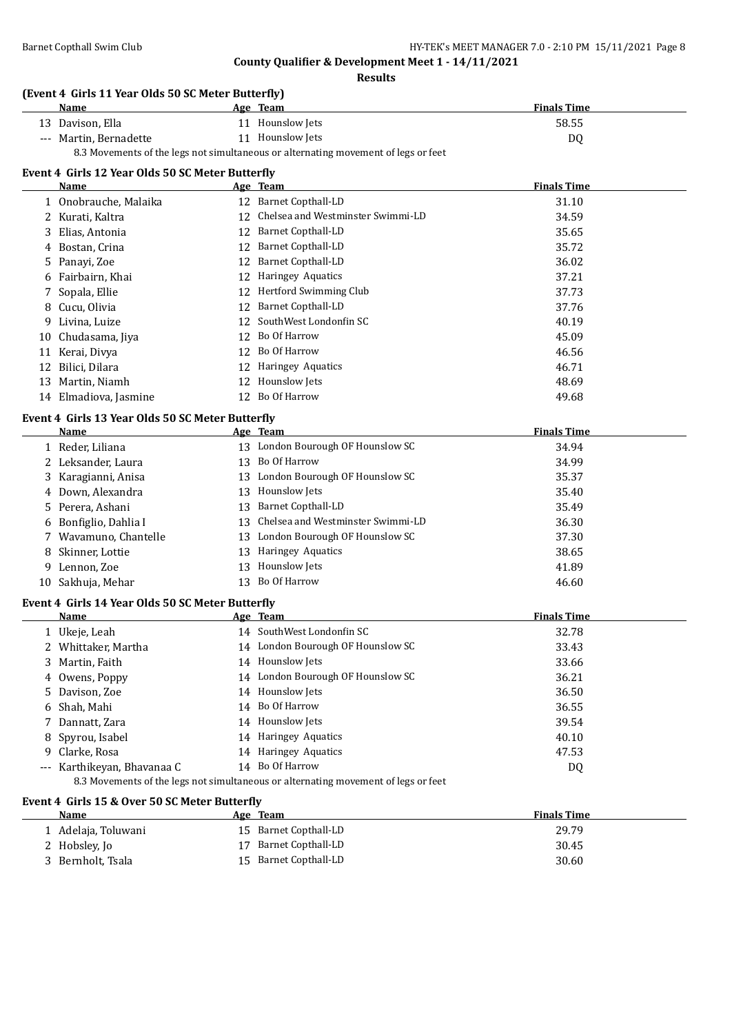**County Qualifier & Development Meet 1 - 14/11/2021**

**Results**

### (Event 4 Girls 11 Year Olds 50 SC Meter Butterfly)

| | Name | Age | Team | Finals Time |
|---|---|---|---|---|
| 13 | Davison, Ella | 11 | Hounslow Jets | 58.55 |
| --- | Martin, Bernadette | 11 | Hounslow Jets | DQ |

8.3 Movements of the legs not simultaneous or alternating movement of legs or feet

### Event 4 Girls 12 Year Olds 50 SC Meter Butterfly

| | Name | Age | Team | Finals Time |
|---|---|---|---|---|
| 1 | Onobrauche, Malaika | 12 | Barnet Copthall-LD | 31.10 |
| 2 | Kurati, Kaltra | 12 | Chelsea and Westminster Swimmi-LD | 34.59 |
| 3 | Elias, Antonia | 12 | Barnet Copthall-LD | 35.65 |
| 4 | Bostan, Crina | 12 | Barnet Copthall-LD | 35.72 |
| 5 | Panayi, Zoe | 12 | Barnet Copthall-LD | 36.02 |
| 6 | Fairbairn, Khai | 12 | Haringey Aquatics | 37.21 |
| 7 | Sopala, Ellie | 12 | Hertford Swimming Club | 37.73 |
| 8 | Cucu, Olivia | 12 | Barnet Copthall-LD | 37.76 |
| 9 | Livina, Luize | 12 | SouthWest Londonfin SC | 40.19 |
| 10 | Chudasama, Jiya | 12 | Bo Of Harrow | 45.09 |
| 11 | Kerai, Divya | 12 | Bo Of Harrow | 46.56 |
| 12 | Bilici, Dilara | 12 | Haringey Aquatics | 46.71 |
| 13 | Martin, Niamh | 12 | Hounslow Jets | 48.69 |
| 14 | Elmadiova, Jasmine | 12 | Bo Of Harrow | 49.68 |

### Event 4 Girls 13 Year Olds 50 SC Meter Butterfly

| | Name | Age | Team | Finals Time |
|---|---|---|---|---|
| 1 | Reder, Liliana | 13 | London Bourough OF Hounslow SC | 34.94 |
| 2 | Leksander, Laura | 13 | Bo Of Harrow | 34.99 |
| 3 | Karagianni, Anisa | 13 | London Bourough OF Hounslow SC | 35.37 |
| 4 | Down, Alexandra | 13 | Hounslow Jets | 35.40 |
| 5 | Perera, Ashani | 13 | Barnet Copthall-LD | 35.49 |
| 6 | Bonfiglio, Dahlia I | 13 | Chelsea and Westminster Swimmi-LD | 36.30 |
| 7 | Wavamuno, Chantelle | 13 | London Bourough OF Hounslow SC | 37.30 |
| 8 | Skinner, Lottie | 13 | Haringey Aquatics | 38.65 |
| 9 | Lennon, Zoe | 13 | Hounslow Jets | 41.89 |
| 10 | Sakhuja, Mehar | 13 | Bo Of Harrow | 46.60 |

### Event 4 Girls 14 Year Olds 50 SC Meter Butterfly

| | Name | Age | Team | Finals Time |
|---|---|---|---|---|
| 1 | Ukeje, Leah | 14 | SouthWest Londonfin SC | 32.78 |
| 2 | Whittaker, Martha | 14 | London Bourough OF Hounslow SC | 33.43 |
| 3 | Martin, Faith | 14 | Hounslow Jets | 33.66 |
| 4 | Owens, Poppy | 14 | London Bourough OF Hounslow SC | 36.21 |
| 5 | Davison, Zoe | 14 | Hounslow Jets | 36.50 |
| 6 | Shah, Mahi | 14 | Bo Of Harrow | 36.55 |
| 7 | Dannatt, Zara | 14 | Hounslow Jets | 39.54 |
| 8 | Spyrou, Isabel | 14 | Haringey Aquatics | 40.10 |
| 9 | Clarke, Rosa | 14 | Haringey Aquatics | 47.53 |
| --- | Karthikeyan, Bhavanaa C | 14 | Bo Of Harrow | DQ |

8.3 Movements of the legs not simultaneous or alternating movement of legs or feet

### Event 4 Girls 15 & Over 50 SC Meter Butterfly

| | Name | Age | Team | Finals Time |
|---|---|---|---|---|
| 1 | Adelaja, Toluwani | 15 | Barnet Copthall-LD | 29.79 |
| 2 | Hobsley, Jo | 17 | Barnet Copthall-LD | 30.45 |
| 3 | Bernholt, Tsala | 15 | Barnet Copthall-LD | 30.60 |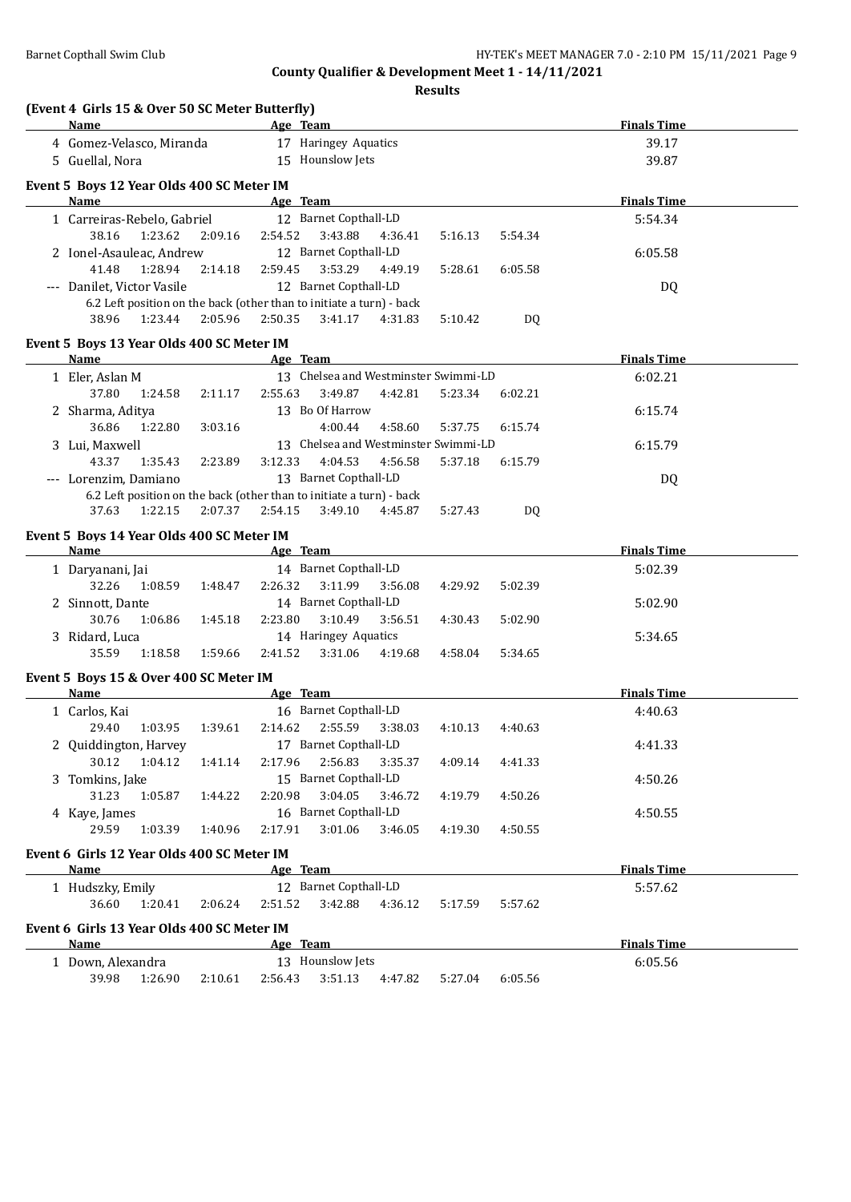**County Qualifier & Development Meet 1 - 14/11/2021**

**Results**

### (Event 4 Girls 15 & Over 50 SC Meter Butterfly)

| | Name | Age | Team | Finals Time |
|---|---|---|---|---|
| 4 | Gomez-Velasco, Miranda | 17 | Haringey Aquatics | 39.17 |
| 5 | Guellal, Nora | 15 | Hounslow Jets | 39.87 |

### Event 5 Boys 12 Year Olds 400 SC Meter IM

| | Name | Age | Team | Finals Time |
|---|---|---|---|---|
| 1 | Carreiras-Rebelo, Gabriel | 12 | Barnet Copthall-LD | 5:54.34 |
| | 38.16 1:23.62 2:09.16 2:54.52 3:43.88 4:36.41 5:16.13 5:54.34 | | | |
| 2 | Ionel-Asauleac, Andrew | 12 | Barnet Copthall-LD | 6:05.58 |
| | 41.48 1:28.94 2:14.18 2:59.45 3:53.29 4:49.19 5:28.61 6:05.58 | | | |
| --- | Danilet, Victor Vasile | 12 | Barnet Copthall-LD | DQ |
| | 6.2 Left position on the back (other than to initiate a turn) - back | | | |
| | 38.96 1:23.44 2:05.96 2:50.35 3:41.17 4:31.83 5:10.42 DQ | | | |

### Event 5 Boys 13 Year Olds 400 SC Meter IM

| | Name | Age | Team | Finals Time |
|---|---|---|---|---|
| 1 | Eler, Aslan M | 13 | Chelsea and Westminster Swimmi-LD | 6:02.21 |
| | 37.80 1:24.58 2:11.17 2:55.63 3:49.87 4:42.81 5:23.34 6:02.21 | | | |
| 2 | Sharma, Aditya | 13 | Bo Of Harrow | 6:15.74 |
| | 36.86 1:22.80 3:03.16 4:00.44 4:58.60 5:37.75 6:15.74 | | | |
| 3 | Lui, Maxwell | 13 | Chelsea and Westminster Swimmi-LD | 6:15.79 |
| | 43.37 1:35.43 2:23.89 3:12.33 4:04.53 4:56.58 5:37.18 6:15.79 | | | |
| --- | Lorenzim, Damiano | 13 | Barnet Copthall-LD | DQ |
| | 6.2 Left position on the back (other than to initiate a turn) - back | | | |
| | 37.63 1:22.15 2:07.37 2:54.15 3:49.10 4:45.87 5:27.43 DQ | | | |

### Event 5 Boys 14 Year Olds 400 SC Meter IM

| | Name | Age | Team | Finals Time |
|---|---|---|---|---|
| 1 | Daryanani, Jai | 14 | Barnet Copthall-LD | 5:02.39 |
| | 32.26 1:08.59 1:48.47 2:26.32 3:11.99 3:56.08 4:29.92 5:02.39 | | | |
| 2 | Sinnott, Dante | 14 | Barnet Copthall-LD | 5:02.90 |
| | 30.76 1:06.86 1:45.18 2:23.80 3:10.49 3:56.51 4:30.43 5:02.90 | | | |
| 3 | Ridard, Luca | 14 | Haringey Aquatics | 5:34.65 |
| | 35.59 1:18.58 1:59.66 2:41.52 3:31.06 4:19.68 4:58.04 5:34.65 | | | |

### Event 5 Boys 15 & Over 400 SC Meter IM

| | Name | Age | Team | Finals Time |
|---|---|---|---|---|
| 1 | Carlos, Kai | 16 | Barnet Copthall-LD | 4:40.63 |
| | 29.40 1:03.95 1:39.61 2:14.62 2:55.59 3:38.03 4:10.13 4:40.63 | | | |
| 2 | Quiddington, Harvey | 17 | Barnet Copthall-LD | 4:41.33 |
| | 30.12 1:04.12 1:41.14 2:17.96 2:56.83 3:35.37 4:09.14 4:41.33 | | | |
| 3 | Tomkins, Jake | 15 | Barnet Copthall-LD | 4:50.26 |
| | 31.23 1:05.87 1:44.22 2:20.98 3:04.05 3:46.72 4:19.79 4:50.26 | | | |
| 4 | Kaye, James | 16 | Barnet Copthall-LD | 4:50.55 |
| | 29.59 1:03.39 1:40.96 2:17.91 3:01.06 3:46.05 4:19.30 4:50.55 | | | |

### Event 6 Girls 12 Year Olds 400 SC Meter IM

| | Name | Age | Team | Finals Time |
|---|---|---|---|---|
| 1 | Hudszky, Emily | 12 | Barnet Copthall-LD | 5:57.62 |
| | 36.60 1:20.41 2:06.24 2:51.52 3:42.88 4:36.12 5:17.59 5:57.62 | | | |

### Event 6 Girls 13 Year Olds 400 SC Meter IM

| | Name | Age | Team | Finals Time |
|---|---|---|---|---|
| 1 | Down, Alexandra | 13 | Hounslow Jets | 6:05.56 |
| | 39.98 1:26.90 2:10.61 2:56.43 3:51.13 4:47.82 5:27.04 6:05.56 | | | |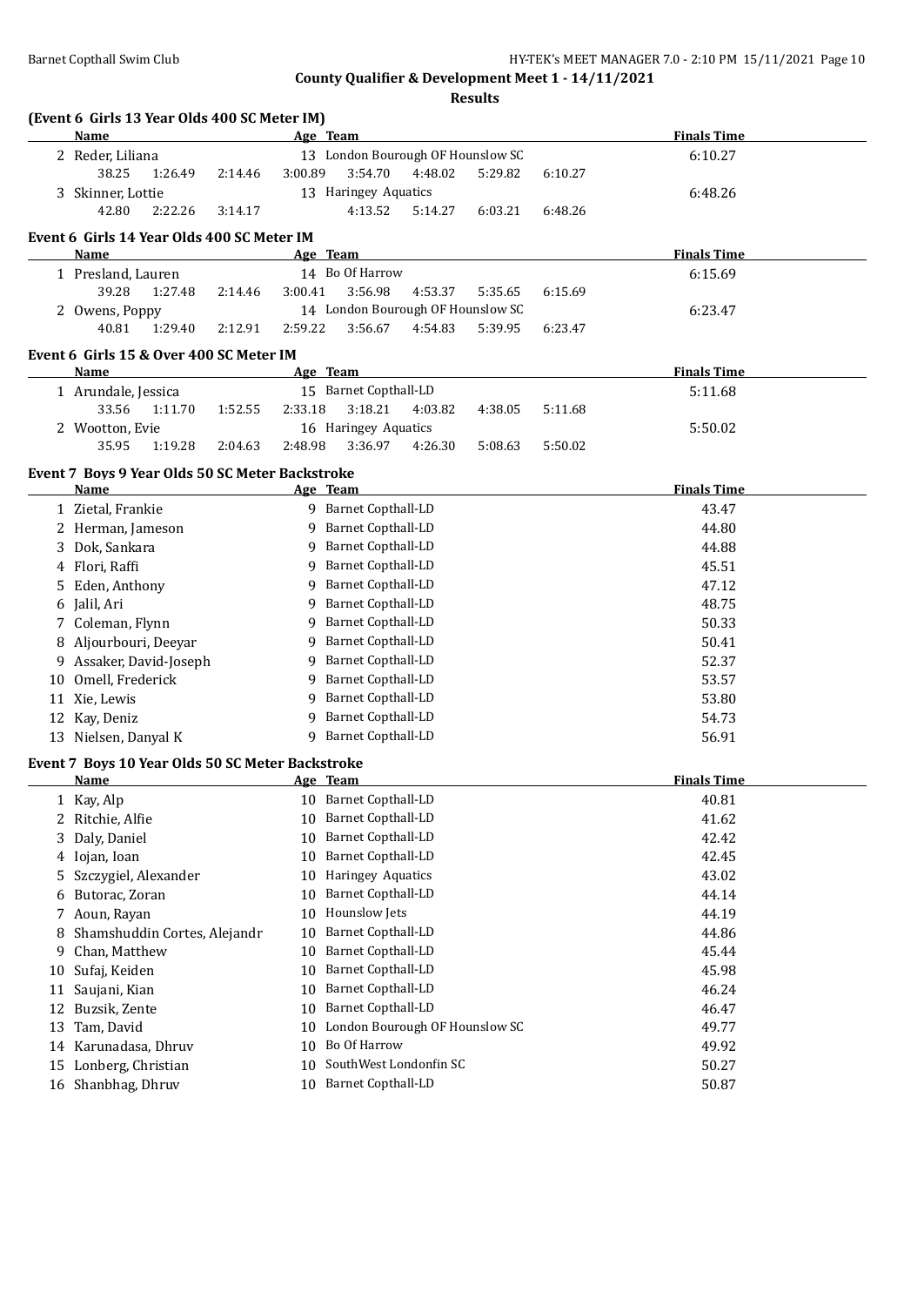**County Qualifier & Development Meet 1 - 14/11/2021**

**Results**

### (Event 6 Girls 13 Year Olds 400 SC Meter IM)

| Name | Age | Team | Finals Time |
|---|---|---|---|
| 2 Reder, Liliana | 13 | London Bourough OF Hounslow SC | 6:10.27 |
| 38.25 1:26.49 2:14.46 3:00.89 3:54.70 4:48.02 5:29.82 6:10.27 | | | |
| 3 Skinner, Lottie | 13 | Haringey Aquatics | 6:48.26 |
| 42.80 2:22.26 3:14.17 4:13.52 5:14.27 6:03.21 6:48.26 | | | |

### Event 6 Girls 14 Year Olds 400 SC Meter IM

| Name | Age | Team | Finals Time |
|---|---|---|---|
| 1 Presland, Lauren | 14 | Bo Of Harrow | 6:15.69 |
| 39.28 1:27.48 2:14.46 3:00.41 3:56.98 4:53.37 5:35.65 6:15.69 | | | |
| 2 Owens, Poppy | 14 | London Bourough OF Hounslow SC | 6:23.47 |
| 40.81 1:29.40 2:12.91 2:59.22 3:56.67 4:54.83 5:39.95 6:23.47 | | | |

### Event 6 Girls 15 & Over 400 SC Meter IM

| Name | Age | Team | Finals Time |
|---|---|---|---|
| 1 Arundale, Jessica | 15 | Barnet Copthall-LD | 5:11.68 |
| 33.56 1:11.70 1:52.55 2:33.18 3:18.21 4:03.82 4:38.05 5:11.68 | | | |
| 2 Wootton, Evie | 16 | Haringey Aquatics | 5:50.02 |
| 35.95 1:19.28 2:04.63 2:48.98 3:36.97 4:26.30 5:08.63 5:50.02 | | | |

### Event 7 Boys 9 Year Olds 50 SC Meter Backstroke

| | Name | Age | Team | Finals Time |
|---|---|---|---|---|
| 1 | Zietal, Frankie | 9 | Barnet Copthall-LD | 43.47 |
| 2 | Herman, Jameson | 9 | Barnet Copthall-LD | 44.80 |
| 3 | Dok, Sankara | 9 | Barnet Copthall-LD | 44.88 |
| 4 | Flori, Raffi | 9 | Barnet Copthall-LD | 45.51 |
| 5 | Eden, Anthony | 9 | Barnet Copthall-LD | 47.12 |
| 6 | Jalil, Ari | 9 | Barnet Copthall-LD | 48.75 |
| 7 | Coleman, Flynn | 9 | Barnet Copthall-LD | 50.33 |
| 8 | Aljourbouri, Deeyar | 9 | Barnet Copthall-LD | 50.41 |
| 9 | Assaker, David-Joseph | 9 | Barnet Copthall-LD | 52.37 |
| 10 | Omell, Frederick | 9 | Barnet Copthall-LD | 53.57 |
| 11 | Xie, Lewis | 9 | Barnet Copthall-LD | 53.80 |
| 12 | Kay, Deniz | 9 | Barnet Copthall-LD | 54.73 |
| 13 | Nielsen, Danyal K | 9 | Barnet Copthall-LD | 56.91 |

### Event 7 Boys 10 Year Olds 50 SC Meter Backstroke

| | Name | Age | Team | Finals Time |
|---|---|---|---|---|
| 1 | Kay, Alp | 10 | Barnet Copthall-LD | 40.81 |
| 2 | Ritchie, Alfie | 10 | Barnet Copthall-LD | 41.62 |
| 3 | Daly, Daniel | 10 | Barnet Copthall-LD | 42.42 |
| 4 | Iojan, Ioan | 10 | Barnet Copthall-LD | 42.45 |
| 5 | Szczygiel, Alexander | 10 | Haringey Aquatics | 43.02 |
| 6 | Butorac, Zoran | 10 | Barnet Copthall-LD | 44.14 |
| 7 | Aoun, Rayan | 10 | Hounslow Jets | 44.19 |
| 8 | Shamshuddin Cortes, Alejandr | 10 | Barnet Copthall-LD | 44.86 |
| 9 | Chan, Matthew | 10 | Barnet Copthall-LD | 45.44 |
| 10 | Sufaj, Keiden | 10 | Barnet Copthall-LD | 45.98 |
| 11 | Saujani, Kian | 10 | Barnet Copthall-LD | 46.24 |
| 12 | Buzsik, Zente | 10 | Barnet Copthall-LD | 46.47 |
| 13 | Tam, David | 10 | London Bourough OF Hounslow SC | 49.77 |
| 14 | Karunadasa, Dhruv | 10 | Bo Of Harrow | 49.92 |
| 15 | Lonberg, Christian | 10 | SouthWest Londonfin SC | 50.27 |
| 16 | Shanbhag, Dhruv | 10 | Barnet Copthall-LD | 50.87 |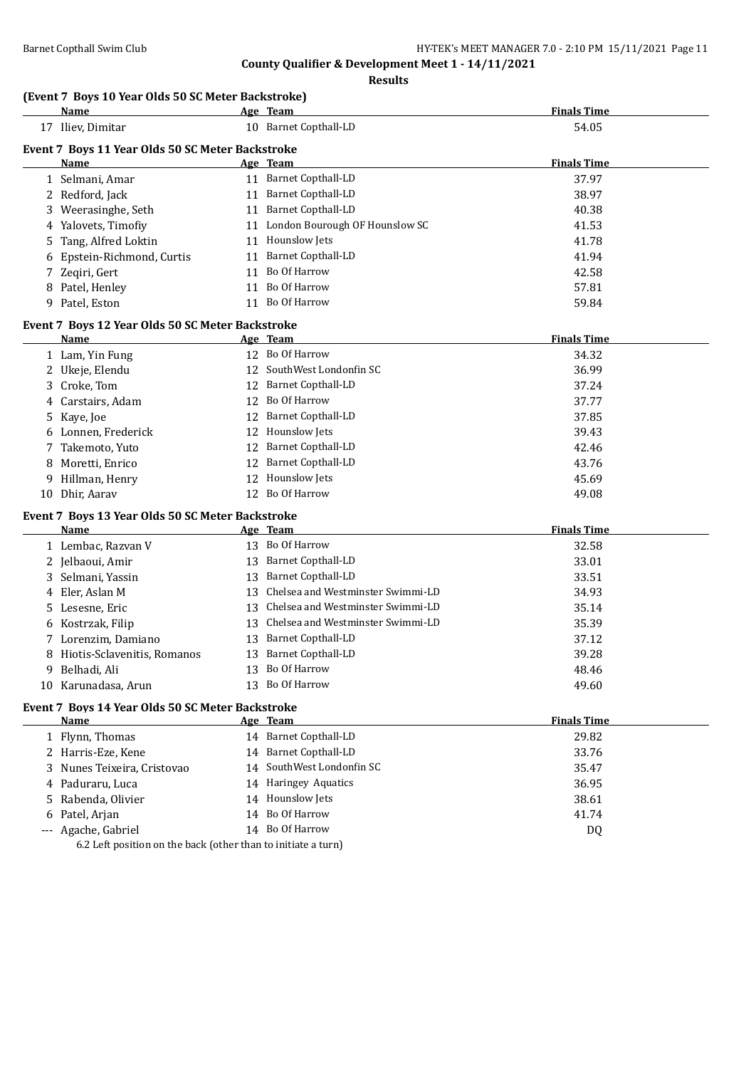## County Qualifier & Development Meet 1 - 14/11/2021

### Results

#### (Event 7 Boys 10 Year Olds 50 SC Meter Backstroke)

| | Name | Age | Team | Finals Time |
|---|---|---|---|---|
| 17 | Iliev, Dimitar | 10 | Barnet Copthall-LD | 54.05 |

#### Event 7 Boys 11 Year Olds 50 SC Meter Backstroke

| | Name | Age | Team | Finals Time |
|---|---|---|---|---|
| 1 | Selmani, Amar | 11 | Barnet Copthall-LD | 37.97 |
| 2 | Redford, Jack | 11 | Barnet Copthall-LD | 38.97 |
| 3 | Weerasinghe, Seth | 11 | Barnet Copthall-LD | 40.38 |
| 4 | Yalovets, Timofiy | 11 | London Bourough OF Hounslow SC | 41.53 |
| 5 | Tang, Alfred Loktin | 11 | Hounslow Jets | 41.78 |
| 6 | Epstein-Richmond, Curtis | 11 | Barnet Copthall-LD | 41.94 |
| 7 | Zeqiri, Gert | 11 | Bo Of Harrow | 42.58 |
| 8 | Patel, Henley | 11 | Bo Of Harrow | 57.81 |
| 9 | Patel, Eston | 11 | Bo Of Harrow | 59.84 |

#### Event 7 Boys 12 Year Olds 50 SC Meter Backstroke

| | Name | Age | Team | Finals Time |
|---|---|---|---|---|
| 1 | Lam, Yin Fung | 12 | Bo Of Harrow | 34.32 |
| 2 | Ukeje, Elendu | 12 | SouthWest Londonfin SC | 36.99 |
| 3 | Croke, Tom | 12 | Barnet Copthall-LD | 37.24 |
| 4 | Carstairs, Adam | 12 | Bo Of Harrow | 37.77 |
| 5 | Kaye, Joe | 12 | Barnet Copthall-LD | 37.85 |
| 6 | Lonnen, Frederick | 12 | Hounslow Jets | 39.43 |
| 7 | Takemoto, Yuto | 12 | Barnet Copthall-LD | 42.46 |
| 8 | Moretti, Enrico | 12 | Barnet Copthall-LD | 43.76 |
| 9 | Hillman, Henry | 12 | Hounslow Jets | 45.69 |
| 10 | Dhir, Aarav | 12 | Bo Of Harrow | 49.08 |

#### Event 7 Boys 13 Year Olds 50 SC Meter Backstroke

| | Name | Age | Team | Finals Time |
|---|---|---|---|---|
| 1 | Lembac, Razvan V | 13 | Bo Of Harrow | 32.58 |
| 2 | Jelbaoui, Amir | 13 | Barnet Copthall-LD | 33.01 |
| 3 | Selmani, Yassin | 13 | Barnet Copthall-LD | 33.51 |
| 4 | Eler, Aslan M | 13 | Chelsea and Westminster Swimmi-LD | 34.93 |
| 5 | Lesesne, Eric | 13 | Chelsea and Westminster Swimmi-LD | 35.14 |
| 6 | Kostrzak, Filip | 13 | Chelsea and Westminster Swimmi-LD | 35.39 |
| 7 | Lorenzim, Damiano | 13 | Barnet Copthall-LD | 37.12 |
| 8 | Hiotis-Sclavenitis, Romanos | 13 | Barnet Copthall-LD | 39.28 |
| 9 | Belhadi, Ali | 13 | Bo Of Harrow | 48.46 |
| 10 | Karunadasa, Arun | 13 | Bo Of Harrow | 49.60 |

#### Event 7 Boys 14 Year Olds 50 SC Meter Backstroke

| | Name | Age | Team | Finals Time |
|---|---|---|---|---|
| 1 | Flynn, Thomas | 14 | Barnet Copthall-LD | 29.82 |
| 2 | Harris-Eze, Kene | 14 | Barnet Copthall-LD | 33.76 |
| 3 | Nunes Teixeira, Cristovao | 14 | SouthWest Londonfin SC | 35.47 |
| 4 | Paduraru, Luca | 14 | Haringey Aquatics | 36.95 |
| 5 | Rabenda, Olivier | 14 | Hounslow Jets | 38.61 |
| 6 | Patel, Arjan | 14 | Bo Of Harrow | 41.74 |
| --- | Agache, Gabriel | 14 | Bo Of Harrow | DQ |

6.2 Left position on the back (other than to initiate a turn)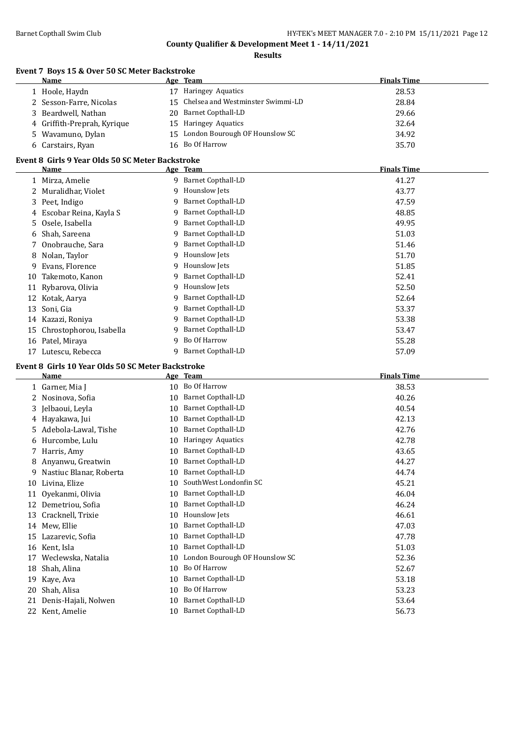**County Qualifier & Development Meet 1 - 14/11/2021**

**Results**

### Event 7 Boys 15 & Over 50 SC Meter Backstroke

| | Name | Age | Team | Finals Time |
|---|---|---|---|---|
| 1 | Hoole, Haydn | 17 | Haringey Aquatics | 28.53 |
| 2 | Sesson-Farre, Nicolas | 15 | Chelsea and Westminster Swimmi-LD | 28.84 |
| 3 | Beardwell, Nathan | 20 | Barnet Copthall-LD | 29.66 |
| 4 | Griffith-Preprah, Kyrique | 15 | Haringey Aquatics | 32.64 |
| 5 | Wavamuno, Dylan | 15 | London Bourough OF Hounslow SC | 34.92 |
| 6 | Carstairs, Ryan | 16 | Bo Of Harrow | 35.70 |

### Event 8 Girls 9 Year Olds 50 SC Meter Backstroke

| | Name | Age | Team | Finals Time |
|---|---|---|---|---|
| 1 | Mirza, Amelie | 9 | Barnet Copthall-LD | 41.27 |
| 2 | Muralidhar, Violet | 9 | Hounslow Jets | 43.77 |
| 3 | Peet, Indigo | 9 | Barnet Copthall-LD | 47.59 |
| 4 | Escobar Reina, Kayla S | 9 | Barnet Copthall-LD | 48.85 |
| 5 | Osele, Isabella | 9 | Barnet Copthall-LD | 49.95 |
| 6 | Shah, Sareena | 9 | Barnet Copthall-LD | 51.03 |
| 7 | Onobrauche, Sara | 9 | Barnet Copthall-LD | 51.46 |
| 8 | Nolan, Taylor | 9 | Hounslow Jets | 51.70 |
| 9 | Evans, Florence | 9 | Hounslow Jets | 51.85 |
| 10 | Takemoto, Kanon | 9 | Barnet Copthall-LD | 52.41 |
| 11 | Rybarova, Olivia | 9 | Hounslow Jets | 52.50 |
| 12 | Kotak, Aarya | 9 | Barnet Copthall-LD | 52.64 |
| 13 | Soni, Gia | 9 | Barnet Copthall-LD | 53.37 |
| 14 | Kazazi, Roniya | 9 | Barnet Copthall-LD | 53.38 |
| 15 | Chrostophorou, Isabella | 9 | Barnet Copthall-LD | 53.47 |
| 16 | Patel, Miraya | 9 | Bo Of Harrow | 55.28 |
| 17 | Lutescu, Rebecca | 9 | Barnet Copthall-LD | 57.09 |

### Event 8 Girls 10 Year Olds 50 SC Meter Backstroke

| | Name | Age | Team | Finals Time |
|---|---|---|---|---|
| 1 | Garner, Mia J | 10 | Bo Of Harrow | 38.53 |
| 2 | Nosinova, Sofia | 10 | Barnet Copthall-LD | 40.26 |
| 3 | Jelbaoui, Leyla | 10 | Barnet Copthall-LD | 40.54 |
| 4 | Hayakawa, Jui | 10 | Barnet Copthall-LD | 42.13 |
| 5 | Adebola-Lawal, Tishe | 10 | Barnet Copthall-LD | 42.76 |
| 6 | Hurcombe, Lulu | 10 | Haringey Aquatics | 42.78 |
| 7 | Harris, Amy | 10 | Barnet Copthall-LD | 43.65 |
| 8 | Anyanwu, Greatwin | 10 | Barnet Copthall-LD | 44.27 |
| 9 | Nastiuc Blanar, Roberta | 10 | Barnet Copthall-LD | 44.74 |
| 10 | Livina, Elize | 10 | SouthWest Londonfin SC | 45.21 |
| 11 | Oyekanmi, Olivia | 10 | Barnet Copthall-LD | 46.04 |
| 12 | Demetriou, Sofia | 10 | Barnet Copthall-LD | 46.24 |
| 13 | Cracknell, Trixie | 10 | Hounslow Jets | 46.61 |
| 14 | Mew, Ellie | 10 | Barnet Copthall-LD | 47.03 |
| 15 | Lazarevic, Sofia | 10 | Barnet Copthall-LD | 47.78 |
| 16 | Kent, Isla | 10 | Barnet Copthall-LD | 51.03 |
| 17 | Weclewska, Natalia | 10 | London Bourough OF Hounslow SC | 52.36 |
| 18 | Shah, Alina | 10 | Bo Of Harrow | 52.67 |
| 19 | Kaye, Ava | 10 | Barnet Copthall-LD | 53.18 |
| 20 | Shah, Alisa | 10 | Bo Of Harrow | 53.23 |
| 21 | Denis-Hajali, Nolwen | 10 | Barnet Copthall-LD | 53.64 |
| 22 | Kent, Amelie | 10 | Barnet Copthall-LD | 56.73 |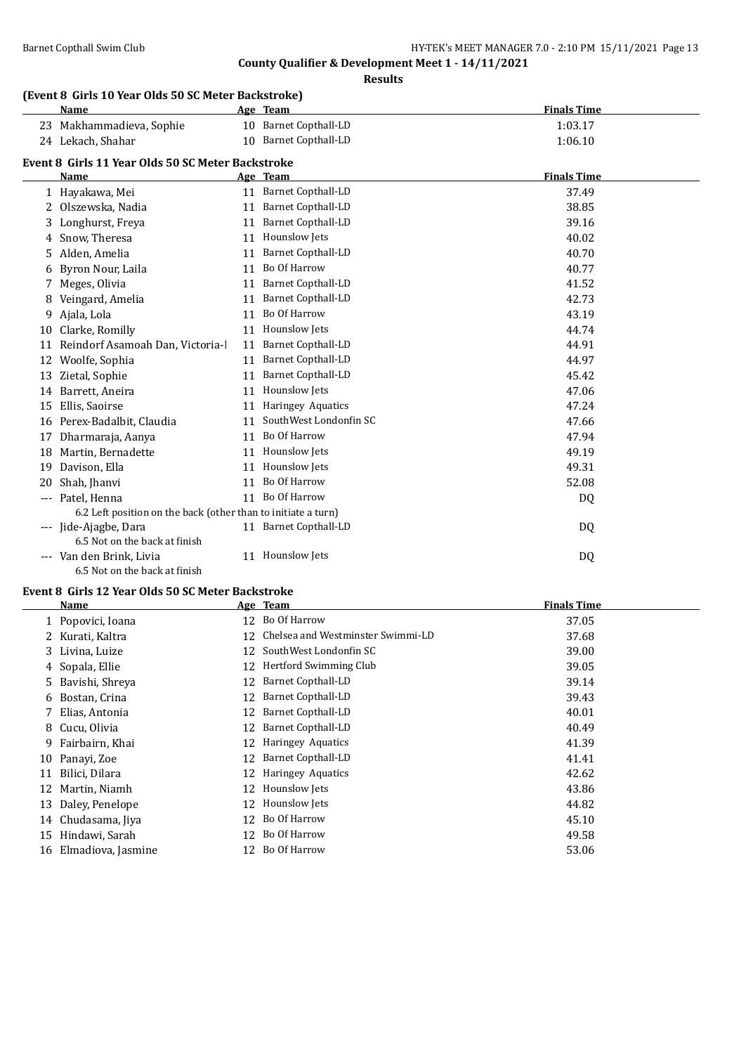**County Qualifier & Development Meet 1 - 14/11/2021**

**Results**

### (Event 8 Girls 10 Year Olds 50 SC Meter Backstroke)

| | Name | Age | Team | Finals Time |
|---|---|---|---|---|
| 23 | Makhammadieva, Sophie | 10 | Barnet Copthall-LD | 1:03.17 |
| 24 | Lekach, Shahar | 10 | Barnet Copthall-LD | 1:06.10 |

### Event 8 Girls 11 Year Olds 50 SC Meter Backstroke

| | Name | Age | Team | Finals Time |
|---|---|---|---|---|
| 1 | Hayakawa, Mei | 11 | Barnet Copthall-LD | 37.49 |
| 2 | Olszewska, Nadia | 11 | Barnet Copthall-LD | 38.85 |
| 3 | Longhurst, Freya | 11 | Barnet Copthall-LD | 39.16 |
| 4 | Snow, Theresa | 11 | Hounslow Jets | 40.02 |
| 5 | Alden, Amelia | 11 | Barnet Copthall-LD | 40.70 |
| 6 | Byron Nour, Laila | 11 | Bo Of Harrow | 40.77 |
| 7 | Meges, Olivia | 11 | Barnet Copthall-LD | 41.52 |
| 8 | Veingard, Amelia | 11 | Barnet Copthall-LD | 42.73 |
| 9 | Ajala, Lola | 11 | Bo Of Harrow | 43.19 |
| 10 | Clarke, Romilly | 11 | Hounslow Jets | 44.74 |
| 11 | Reindorf Asamoah Dan, Victoria-I | 11 | Barnet Copthall-LD | 44.91 |
| 12 | Woolfe, Sophia | 11 | Barnet Copthall-LD | 44.97 |
| 13 | Zietal, Sophie | 11 | Barnet Copthall-LD | 45.42 |
| 14 | Barrett, Aneira | 11 | Hounslow Jets | 47.06 |
| 15 | Ellis, Saoirse | 11 | Haringey Aquatics | 47.24 |
| 16 | Perex-Badalbit, Claudia | 11 | SouthWest Londonfin SC | 47.66 |
| 17 | Dharmaraja, Aanya | 11 | Bo Of Harrow | 47.94 |
| 18 | Martin, Bernadette | 11 | Hounslow Jets | 49.19 |
| 19 | Davison, Ella | 11 | Hounslow Jets | 49.31 |
| 20 | Shah, Jhanvi | 11 | Bo Of Harrow | 52.08 |
| --- | Patel, Henna | 11 | Bo Of Harrow | DQ |
| | 6.2 Left position on the back (other than to initiate a turn) | | | |
| --- | Jide-Ajagbe, Dara | 11 | Barnet Copthall-LD | DQ |
| | 6.5 Not on the back at finish | | | |
| --- | Van den Brink, Livia | 11 | Hounslow Jets | DQ |
| | 6.5 Not on the back at finish | | | |

### Event 8 Girls 12 Year Olds 50 SC Meter Backstroke

| | Name | Age | Team | Finals Time |
|---|---|---|---|---|
| 1 | Popovici, Ioana | 12 | Bo Of Harrow | 37.05 |
| 2 | Kurati, Kaltra | 12 | Chelsea and Westminster Swimmi-LD | 37.68 |
| 3 | Livina, Luize | 12 | SouthWest Londonfin SC | 39.00 |
| 4 | Sopala, Ellie | 12 | Hertford Swimming Club | 39.05 |
| 5 | Bavishi, Shreya | 12 | Barnet Copthall-LD | 39.14 |
| 6 | Bostan, Crina | 12 | Barnet Copthall-LD | 39.43 |
| 7 | Elias, Antonia | 12 | Barnet Copthall-LD | 40.01 |
| 8 | Cucu, Olivia | 12 | Barnet Copthall-LD | 40.49 |
| 9 | Fairbairn, Khai | 12 | Haringey Aquatics | 41.39 |
| 10 | Panayi, Zoe | 12 | Barnet Copthall-LD | 41.41 |
| 11 | Bilici, Dilara | 12 | Haringey Aquatics | 42.62 |
| 12 | Martin, Niamh | 12 | Hounslow Jets | 43.86 |
| 13 | Daley, Penelope | 12 | Hounslow Jets | 44.82 |
| 14 | Chudasama, Jiya | 12 | Bo Of Harrow | 45.10 |
| 15 | Hindawi, Sarah | 12 | Bo Of Harrow | 49.58 |
| 16 | Elmadiova, Jasmine | 12 | Bo Of Harrow | 53.06 |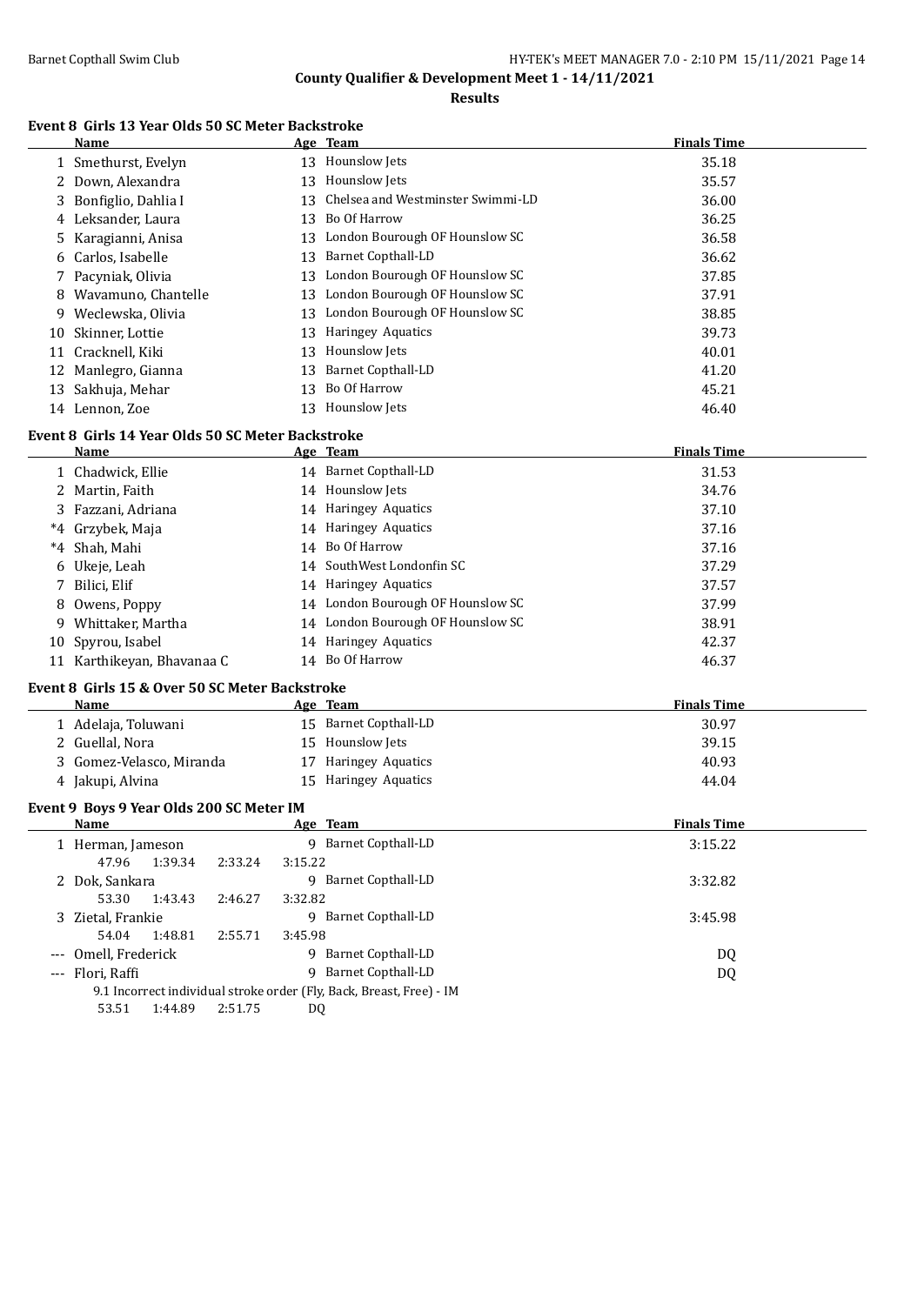# County Qualifier & Development Meet 1 - 14/11/2021

## Results

### Event 8 Girls 13 Year Olds 50 SC Meter Backstroke

| | Name | Age | Team | Finals Time |
|---|---|---|---|---|
| 1 | Smethurst, Evelyn | 13 | Hounslow Jets | 35.18 |
| 2 | Down, Alexandra | 13 | Hounslow Jets | 35.57 |
| 3 | Bonfiglio, Dahlia I | 13 | Chelsea and Westminster Swimmi-LD | 36.00 |
| 4 | Leksander, Laura | 13 | Bo Of Harrow | 36.25 |
| 5 | Karagianni, Anisa | 13 | London Bourough OF Hounslow SC | 36.58 |
| 6 | Carlos, Isabelle | 13 | Barnet Copthall-LD | 36.62 |
| 7 | Pacyniak, Olivia | 13 | London Bourough OF Hounslow SC | 37.85 |
| 8 | Wavamuno, Chantelle | 13 | London Bourough OF Hounslow SC | 37.91 |
| 9 | Weclewska, Olivia | 13 | London Bourough OF Hounslow SC | 38.85 |
| 10 | Skinner, Lottie | 13 | Haringey Aquatics | 39.73 |
| 11 | Cracknell, Kiki | 13 | Hounslow Jets | 40.01 |
| 12 | Manlegro, Gianna | 13 | Barnet Copthall-LD | 41.20 |
| 13 | Sakhuja, Mehar | 13 | Bo Of Harrow | 45.21 |
| 14 | Lennon, Zoe | 13 | Hounslow Jets | 46.40 |

### Event 8 Girls 14 Year Olds 50 SC Meter Backstroke

| | Name | Age | Team | Finals Time |
|---|---|---|---|---|
| 1 | Chadwick, Ellie | 14 | Barnet Copthall-LD | 31.53 |
| 2 | Martin, Faith | 14 | Hounslow Jets | 34.76 |
| 3 | Fazzani, Adriana | 14 | Haringey Aquatics | 37.10 |
| *4 | Grzybek, Maja | 14 | Haringey Aquatics | 37.16 |
| *4 | Shah, Mahi | 14 | Bo Of Harrow | 37.16 |
| 6 | Ukeje, Leah | 14 | SouthWest Londonfin SC | 37.29 |
| 7 | Bilici, Elif | 14 | Haringey Aquatics | 37.57 |
| 8 | Owens, Poppy | 14 | London Bourough OF Hounslow SC | 37.99 |
| 9 | Whittaker, Martha | 14 | London Bourough OF Hounslow SC | 38.91 |
| 10 | Spyrou, Isabel | 14 | Haringey Aquatics | 42.37 |
| 11 | Karthikeyan, Bhavanaa C | 14 | Bo Of Harrow | 46.37 |

### Event 8 Girls 15 & Over 50 SC Meter Backstroke

| | Name | Age | Team | Finals Time |
|---|---|---|---|---|
| 1 | Adelaja, Toluwani | 15 | Barnet Copthall-LD | 30.97 |
| 2 | Guellal, Nora | 15 | Hounslow Jets | 39.15 |
| 3 | Gomez-Velasco, Miranda | 17 | Haringey Aquatics | 40.93 |
| 4 | Jakupi, Alvina | 15 | Haringey Aquatics | 44.04 |

### Event 9 Boys 9 Year Olds 200 SC Meter IM

| | Name | Age | Team | Finals Time |
|---|---|---|---|---|
| 1 | Herman, Jameson | 9 | Barnet Copthall-LD | 3:15.22 |
| | 47.96 1:39.34 2:33.24 3:15.22 | | | |
| 2 | Dok, Sankara | 9 | Barnet Copthall-LD | 3:32.82 |
| | 53.30 1:43.43 2:46.27 3:32.82 | | | |
| 3 | Zietal, Frankie | 9 | Barnet Copthall-LD | 3:45.98 |
| | 54.04 1:48.81 2:55.71 3:45.98 | | | |
| --- | Omell, Frederick | 9 | Barnet Copthall-LD | DQ |
| --- | Flori, Raffi | 9 | Barnet Copthall-LD | DQ |
| | 9.1 Incorrect individual stroke order (Fly, Back, Breast, Free) - IM | | | |
| | 53.51 1:44.89 2:51.75 DQ | | | |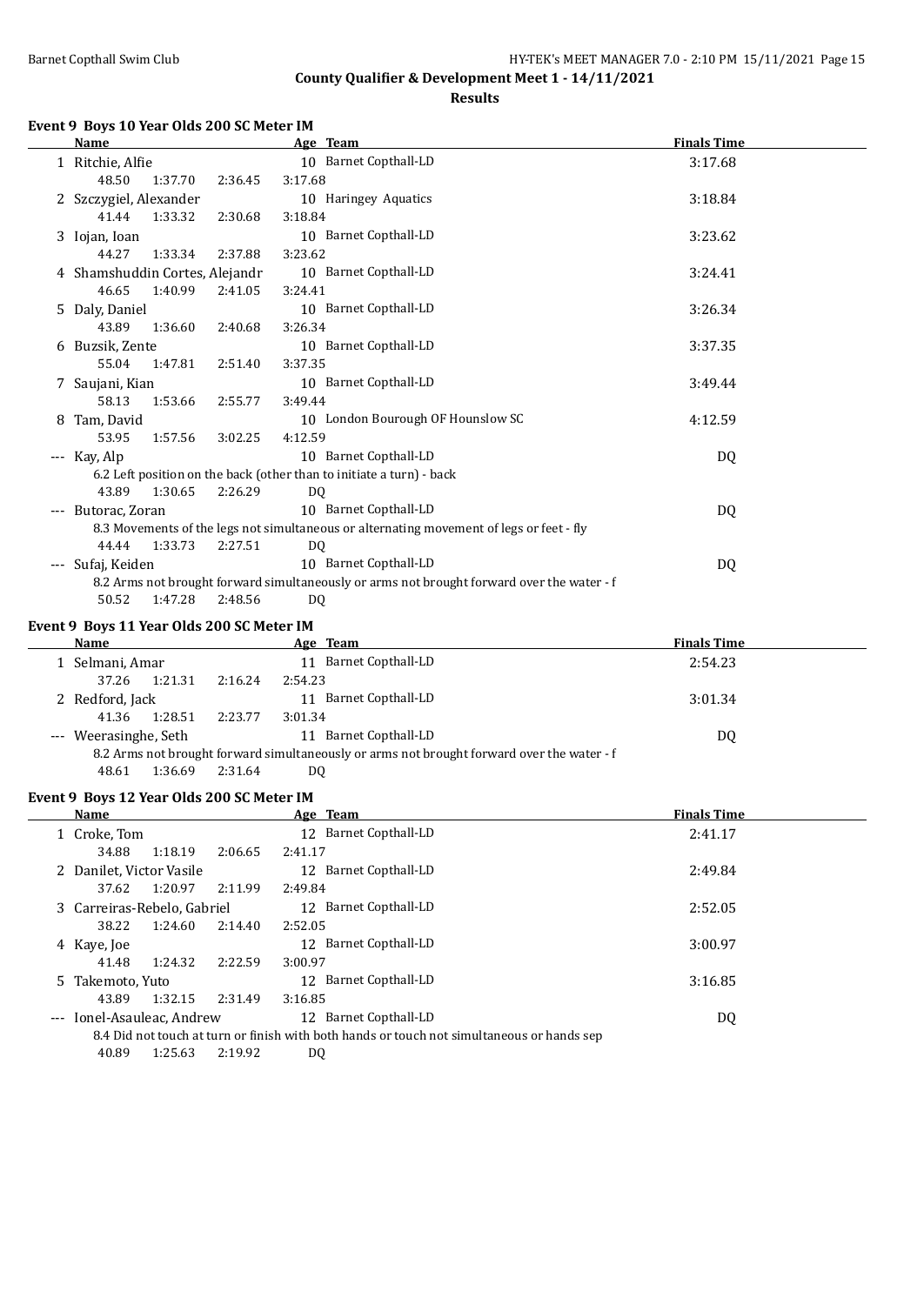## County Qualifier & Development Meet 1 - 14/11/2021

### Results

#### Event 9 Boys 10 Year Olds 200 SC Meter IM

| | Name | Age | Team | Finals Time |
|---|---|---|---|---|
| 1 | Ritchie, Alfie | 10 | Barnet Copthall-LD | 3:17.68 |
| | 48.50 1:37.70 2:36.45 3:17.68 | | | |
| 2 | Szczygiel, Alexander | 10 | Haringey Aquatics | 3:18.84 |
| | 41.44 1:33.32 2:30.68 3:18.84 | | | |
| 3 | Iojan, Ioan | 10 | Barnet Copthall-LD | 3:23.62 |
| | 44.27 1:33.34 2:37.88 3:23.62 | | | |
| 4 | Shamshuddin Cortes, Alejandr | 10 | Barnet Copthall-LD | 3:24.41 |
| | 46.65 1:40.99 2:41.05 3:24.41 | | | |
| 5 | Daly, Daniel | 10 | Barnet Copthall-LD | 3:26.34 |
| | 43.89 1:36.60 2:40.68 3:26.34 | | | |
| 6 | Buzsik, Zente | 10 | Barnet Copthall-LD | 3:37.35 |
| | 55.04 1:47.81 2:51.40 3:37.35 | | | |
| 7 | Saujani, Kian | 10 | Barnet Copthall-LD | 3:49.44 |
| | 58.13 1:53.66 2:55.77 3:49.44 | | | |
| 8 | Tam, David | 10 | London Bourough OF Hounslow SC | 4:12.59 |
| | 53.95 1:57.56 3:02.25 4:12.59 | | | |
| --- | Kay, Alp | 10 | Barnet Copthall-LD | DQ |
| | 6.2 Left position on the back (other than to initiate a turn) - back | | | |
| | 43.89 1:30.65 2:26.29 DQ | | | |
| --- | Butorac, Zoran | 10 | Barnet Copthall-LD | DQ |
| | 8.3 Movements of the legs not simultaneous or alternating movement of legs or feet - fly | | | |
| | 44.44 1:33.73 2:27.51 DQ | | | |
| --- | Sufaj, Keiden | 10 | Barnet Copthall-LD | DQ |
| | 8.2 Arms not brought forward simultaneously or arms not brought forward over the water - f | | | |
| | 50.52 1:47.28 2:48.56 DQ | | | |

#### Event 9 Boys 11 Year Olds 200 SC Meter IM

| | Name | Age | Team | Finals Time |
|---|---|---|---|---|
| 1 | Selmani, Amar | 11 | Barnet Copthall-LD | 2:54.23 |
| | 37.26 1:21.31 2:16.24 2:54.23 | | | |
| 2 | Redford, Jack | 11 | Barnet Copthall-LD | 3:01.34 |
| | 41.36 1:28.51 2:23.77 3:01.34 | | | |
| --- | Weerasinghe, Seth | 11 | Barnet Copthall-LD | DQ |
| | 8.2 Arms not brought forward simultaneously or arms not brought forward over the water - f | | | |
| | 48.61 1:36.69 2:31.64 DQ | | | |

#### Event 9 Boys 12 Year Olds 200 SC Meter IM

| | Name | Age | Team | Finals Time |
|---|---|---|---|---|
| 1 | Croke, Tom | 12 | Barnet Copthall-LD | 2:41.17 |
| | 34.88 1:18.19 2:06.65 2:41.17 | | | |
| 2 | Danilet, Victor Vasile | 12 | Barnet Copthall-LD | 2:49.84 |
| | 37.62 1:20.97 2:11.99 2:49.84 | | | |
| 3 | Carreiras-Rebelo, Gabriel | 12 | Barnet Copthall-LD | 2:52.05 |
| | 38.22 1:24.60 2:14.40 2:52.05 | | | |
| 4 | Kaye, Joe | 12 | Barnet Copthall-LD | 3:00.97 |
| | 41.48 1:24.32 2:22.59 3:00.97 | | | |
| 5 | Takemoto, Yuto | 12 | Barnet Copthall-LD | 3:16.85 |
| | 43.89 1:32.15 2:31.49 3:16.85 | | | |
| --- | Ionel-Asauleac, Andrew | 12 | Barnet Copthall-LD | DQ |
| | 8.4 Did not touch at turn or finish with both hands or touch not simultaneous or hands sep | | | |
| | 40.89 1:25.63 2:19.92 DQ | | | |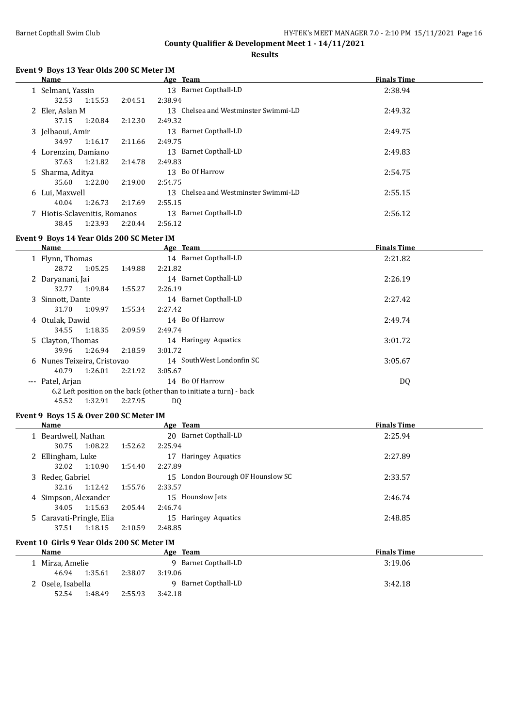# County Qualifier & Development Meet 1 - 14/11/2021

## Results

### Event 9 Boys 13 Year Olds 200 SC Meter IM

| | Name | Age | Team | Finals Time |
|---|---|---|---|---|
| 1 | Selmani, Yassin | 13 | Barnet Copthall-LD | 2:38.94 |
| | 32.53 1:15.53 2:04.51 2:38.94 | | | |
| 2 | Eler, Aslan M | 13 | Chelsea and Westminster Swimmi-LD | 2:49.32 |
| | 37.15 1:20.84 2:12.30 2:49.32 | | | |
| 3 | Jelbaoui, Amir | 13 | Barnet Copthall-LD | 2:49.75 |
| | 34.97 1:16.17 2:11.66 2:49.75 | | | |
| 4 | Lorenzim, Damiano | 13 | Barnet Copthall-LD | 2:49.83 |
| | 37.63 1:21.82 2:14.78 2:49.83 | | | |
| 5 | Sharma, Aditya | 13 | Bo Of Harrow | 2:54.75 |
| | 35.60 1:22.00 2:19.00 2:54.75 | | | |
| 6 | Lui, Maxwell | 13 | Chelsea and Westminster Swimmi-LD | 2:55.15 |
| | 40.04 1:26.73 2:17.69 2:55.15 | | | |
| 7 | Hiotis-Sclavenitis, Romanos | 13 | Barnet Copthall-LD | 2:56.12 |
| | 38.45 1:23.93 2:20.44 2:56.12 | | | |

### Event 9 Boys 14 Year Olds 200 SC Meter IM

| | Name | Age | Team | Finals Time |
|---|---|---|---|---|
| 1 | Flynn, Thomas | 14 | Barnet Copthall-LD | 2:21.82 |
| | 28.72 1:05.25 1:49.88 2:21.82 | | | |
| 2 | Daryanani, Jai | 14 | Barnet Copthall-LD | 2:26.19 |
| | 32.77 1:09.84 1:55.27 2:26.19 | | | |
| 3 | Sinnott, Dante | 14 | Barnet Copthall-LD | 2:27.42 |
| | 31.70 1:09.97 1:55.34 2:27.42 | | | |
| 4 | Otulak, Dawid | 14 | Bo Of Harrow | 2:49.74 |
| | 34.55 1:18.35 2:09.59 2:49.74 | | | |
| 5 | Clayton, Thomas | 14 | Haringey Aquatics | 3:01.72 |
| | 39.96 1:26.94 2:18.59 3:01.72 | | | |
| 6 | Nunes Teixeira, Cristovao | 14 | SouthWest Londonfin SC | 3:05.67 |
| | 40.79 1:26.01 2:21.92 3:05.67 | | | |
| --- | Patel, Arjan | 14 | Bo Of Harrow | DQ |
| | 6.2 Left position on the back (other than to initiate a turn) - back | | | |
| | 45.52 1:32.91 2:27.95 DQ | | | |

### Event 9 Boys 15 & Over 200 SC Meter IM

| | Name | Age | Team | Finals Time |
|---|---|---|---|---|
| 1 | Beardwell, Nathan | 20 | Barnet Copthall-LD | 2:25.94 |
| | 30.75 1:08.22 1:52.62 2:25.94 | | | |
| 2 | Ellingham, Luke | 17 | Haringey Aquatics | 2:27.89 |
| | 32.02 1:10.90 1:54.40 2:27.89 | | | |
| 3 | Reder, Gabriel | 15 | London Bourough OF Hounslow SC | 2:33.57 |
| | 32.16 1:12.42 1:55.76 2:33.57 | | | |
| 4 | Simpson, Alexander | 15 | Hounslow Jets | 2:46.74 |
| | 34.05 1:15.63 2:05.44 2:46.74 | | | |
| 5 | Caravati-Pringle, Elia | 15 | Haringey Aquatics | 2:48.85 |
| | 37.51 1:18.15 2:10.59 2:48.85 | | | |

### Event 10 Girls 9 Year Olds 200 SC Meter IM

| | Name | Age | Team | Finals Time |
|---|---|---|---|---|
| 1 | Mirza, Amelie | 9 | Barnet Copthall-LD | 3:19.06 |
| | 46.94 1:35.61 2:38.07 3:19.06 | | | |
| 2 | Osele, Isabella | 9 | Barnet Copthall-LD | 3:42.18 |
| | 52.54 1:48.49 2:55.93 3:42.18 | | | |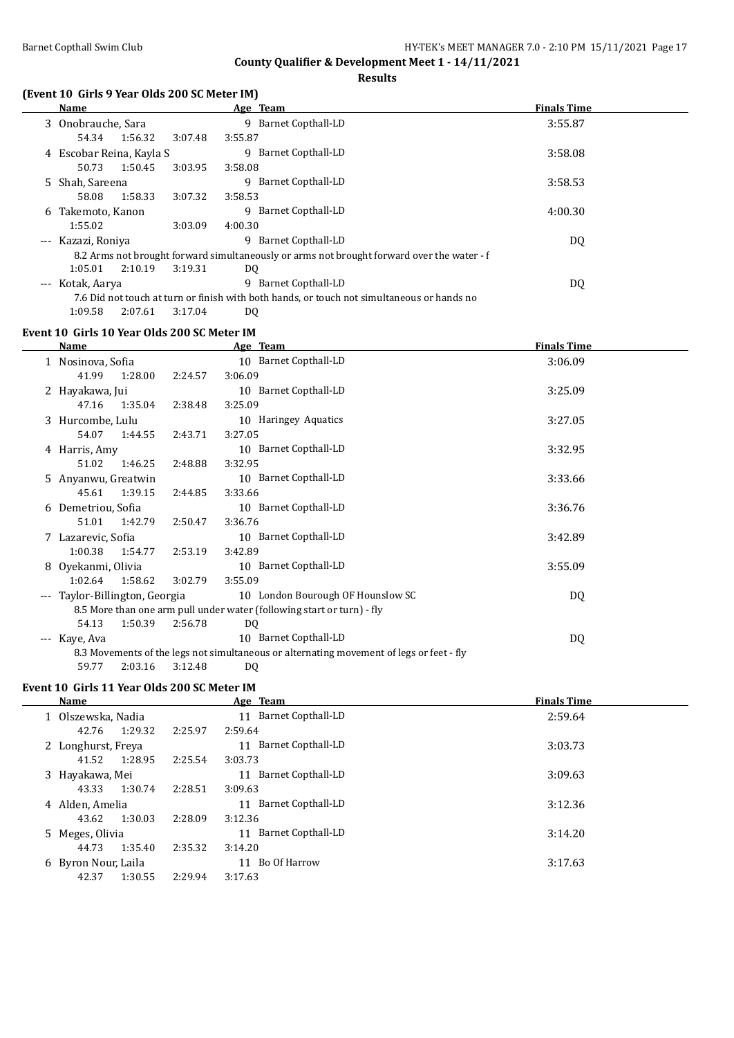# County Qualifier & Development Meet 1 - 14/11/2021

## Results

### (Event 10 Girls 9 Year Olds 200 SC Meter IM)

| | Name | Age | Team | Finals Time |
|---|---|---|---|---|
| 3 | Onobrauche, Sara | 9 | Barnet Copthall-LD | 3:55.87 |
| | 54.34 1:56.32 3:07.48 3:55.87 | | | |
| 4 | Escobar Reina, Kayla S | 9 | Barnet Copthall-LD | 3:58.08 |
| | 50.73 1:50.45 3:03.95 3:58.08 | | | |
| 5 | Shah, Sareena | 9 | Barnet Copthall-LD | 3:58.53 |
| | 58.08 1:58.33 3:07.32 3:58.53 | | | |
| 6 | Takemoto, Kanon | 9 | Barnet Copthall-LD | 4:00.30 |
| | 1:55.02 3:03.09 4:00.30 | | | |
| --- | Kazazi, Roniya | 9 | Barnet Copthall-LD | DQ |
| | 8.2 Arms not brought forward simultaneously or arms not brought forward over the water - f | | | |
| | 1:05.01 2:10.19 3:19.31 DQ | | | |
| --- | Kotak, Aarya | 9 | Barnet Copthall-LD | DQ |
| | 7.6 Did not touch at turn or finish with both hands, or touch not simultaneous or hands no | | | |
| | 1:09.58 2:07.61 3:17.04 DQ | | | |

### Event 10 Girls 10 Year Olds 200 SC Meter IM

| | Name | Age | Team | Finals Time |
|---|---|---|---|---|
| 1 | Nosinova, Sofia | 10 | Barnet Copthall-LD | 3:06.09 |
| | 41.99 1:28.00 2:24.57 3:06.09 | | | |
| 2 | Hayakawa, Jui | 10 | Barnet Copthall-LD | 3:25.09 |
| | 47.16 1:35.04 2:38.48 3:25.09 | | | |
| 3 | Hurcombe, Lulu | 10 | Haringey Aquatics | 3:27.05 |
| | 54.07 1:44.55 2:43.71 3:27.05 | | | |
| 4 | Harris, Amy | 10 | Barnet Copthall-LD | 3:32.95 |
| | 51.02 1:46.25 2:48.88 3:32.95 | | | |
| 5 | Anyanwu, Greatwin | 10 | Barnet Copthall-LD | 3:33.66 |
| | 45.61 1:39.15 2:44.85 3:33.66 | | | |
| 6 | Demetriou, Sofia | 10 | Barnet Copthall-LD | 3:36.76 |
| | 51.01 1:42.79 2:50.47 3:36.76 | | | |
| 7 | Lazarevic, Sofia | 10 | Barnet Copthall-LD | 3:42.89 |
| | 1:00.38 1:54.77 2:53.19 3:42.89 | | | |
| 8 | Oyekanmi, Olivia | 10 | Barnet Copthall-LD | 3:55.09 |
| | 1:02.64 1:58.62 3:02.79 3:55.09 | | | |
| --- | Taylor-Billington, Georgia | 10 | London Bourough OF Hounslow SC | DQ |
| | 8.5 More than one arm pull under water (following start or turn) - fly | | | |
| | 54.13 1:50.39 2:56.78 DQ | | | |
| --- | Kaye, Ava | 10 | Barnet Copthall-LD | DQ |
| | 8.3 Movements of the legs not simultaneous or alternating movement of legs or feet - fly | | | |
| | 59.77 2:03.16 3:12.48 DQ | | | |

### Event 10 Girls 11 Year Olds 200 SC Meter IM

| | Name | Age | Team | Finals Time |
|---|---|---|---|---|
| 1 | Olszewska, Nadia | 11 | Barnet Copthall-LD | 2:59.64 |
| | 42.76 1:29.32 2:25.97 2:59.64 | | | |
| 2 | Longhurst, Freya | 11 | Barnet Copthall-LD | 3:03.73 |
| | 41.52 1:28.95 2:25.54 3:03.73 | | | |
| 3 | Hayakawa, Mei | 11 | Barnet Copthall-LD | 3:09.63 |
| | 43.33 1:30.74 2:28.51 3:09.63 | | | |
| 4 | Alden, Amelia | 11 | Barnet Copthall-LD | 3:12.36 |
| | 43.62 1:30.03 2:28.09 3:12.36 | | | |
| 5 | Meges, Olivia | 11 | Barnet Copthall-LD | 3:14.20 |
| | 44.73 1:35.40 2:35.32 3:14.20 | | | |
| 6 | Byron Nour, Laila | 11 | Bo Of Harrow | 3:17.63 |
| | 42.37 1:30.55 2:29.94 3:17.63 | | | |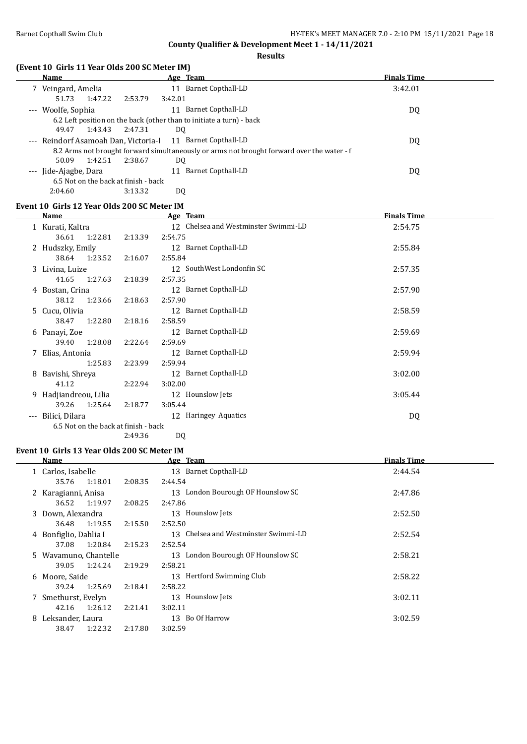**County Qualifier & Development Meet 1 - 14/11/2021**

**Results**

### (Event 10 Girls 11 Year Olds 200 SC Meter IM)

| | Name | Age | Team | Finals Time |
|---|---|---|---|---|
| 7 | Veingard, Amelia | 11 | Barnet Copthall-LD | 3:42.01 |
| | 51.73 1:47.22 2:53.79 3:42.01 | | | |
| --- | Woolfe, Sophia | 11 | Barnet Copthall-LD | DQ |
| | 6.2 Left position on the back (other than to initiate a turn) - back | | | |
| | 49.47 1:43.43 2:47.31 DQ | | | |
| --- | Reindorf Asamoah Dan, Victoria-l | 11 | Barnet Copthall-LD | DQ |
| | 8.2 Arms not brought forward simultaneously or arms not brought forward over the water - f | | | |
| | 50.09 1:42.51 2:38.67 DQ | | | |
| --- | Jide-Ajagbe, Dara | 11 | Barnet Copthall-LD | DQ |
| | 6.5 Not on the back at finish - back | | | |
| | 2:04.60 3:13.32 DQ | | | |

### Event 10 Girls 12 Year Olds 200 SC Meter IM

| | Name | Age | Team | Finals Time |
|---|---|---|---|---|
| 1 | Kurati, Kaltra | 12 | Chelsea and Westminster Swimmi-LD | 2:54.75 |
| | 36.61 1:22.81 2:13.39 2:54.75 | | | |
| 2 | Hudszky, Emily | 12 | Barnet Copthall-LD | 2:55.84 |
| | 38.64 1:23.52 2:16.07 2:55.84 | | | |
| 3 | Livina, Luize | 12 | SouthWest Londonfin SC | 2:57.35 |
| | 41.65 1:27.63 2:18.39 2:57.35 | | | |
| 4 | Bostan, Crina | 12 | Barnet Copthall-LD | 2:57.90 |
| | 38.12 1:23.66 2:18.63 2:57.90 | | | |
| 5 | Cucu, Olivia | 12 | Barnet Copthall-LD | 2:58.59 |
| | 38.47 1:22.80 2:18.16 2:58.59 | | | |
| 6 | Panayi, Zoe | 12 | Barnet Copthall-LD | 2:59.69 |
| | 39.40 1:28.08 2:22.64 2:59.69 | | | |
| 7 | Elias, Antonia | 12 | Barnet Copthall-LD | 2:59.94 |
| | 1:25.83 2:23.99 2:59.94 | | | |
| 8 | Bavishi, Shreya | 12 | Barnet Copthall-LD | 3:02.00 |
| | 41.12 2:22.94 3:02.00 | | | |
| 9 | Hadjiandreou, Lilia | 12 | Hounslow Jets | 3:05.44 |
| | 39.26 1:25.64 2:18.77 3:05.44 | | | |
| --- | Bilici, Dilara | 12 | Haringey Aquatics | DQ |
| | 6.5 Not on the back at finish - back | | | |
| | 2:49.36 DQ | | | |

### Event 10 Girls 13 Year Olds 200 SC Meter IM

| | Name | Age | Team | Finals Time |
|---|---|---|---|---|
| 1 | Carlos, Isabelle | 13 | Barnet Copthall-LD | 2:44.54 |
| | 35.76 1:18.01 2:08.35 2:44.54 | | | |
| 2 | Karagianni, Anisa | 13 | London Bourough OF Hounslow SC | 2:47.86 |
| | 36.52 1:19.97 2:08.25 2:47.86 | | | |
| 3 | Down, Alexandra | 13 | Hounslow Jets | 2:52.50 |
| | 36.48 1:19.55 2:15.50 2:52.50 | | | |
| 4 | Bonfiglio, Dahlia I | 13 | Chelsea and Westminster Swimmi-LD | 2:52.54 |
| | 37.08 1:20.84 2:15.23 2:52.54 | | | |
| 5 | Wavamuno, Chantelle | 13 | London Bourough OF Hounslow SC | 2:58.21 |
| | 39.05 1:24.24 2:19.29 2:58.21 | | | |
| 6 | Moore, Saide | 13 | Hertford Swimming Club | 2:58.22 |
| | 39.24 1:25.69 2:18.41 2:58.22 | | | |
| 7 | Smethurst, Evelyn | 13 | Hounslow Jets | 3:02.11 |
| | 42.16 1:26.12 2:21.41 3:02.11 | | | |
| 8 | Leksander, Laura | 13 | Bo Of Harrow | 3:02.59 |
| | 38.47 1:22.32 2:17.80 3:02.59 | | | |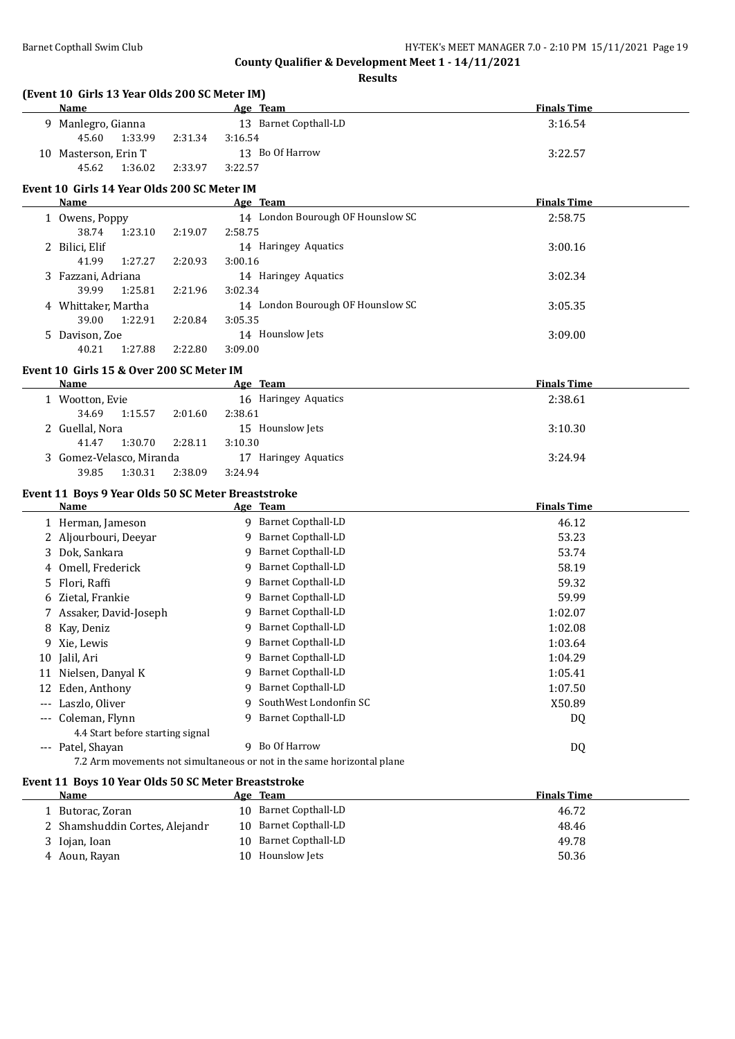**County Qualifier & Development Meet 1 - 14/11/2021**

**Results**

### (Event 10 Girls 13 Year Olds 200 SC Meter IM)

| | Name | Age | Team | Finals Time |
|---|---|---|---|---|
| 9 | Manlegro, Gianna | 13 | Barnet Copthall-LD | 3:16.54 |
| | 45.60 1:33.99 2:31.34 3:16.54 | | | |
| 10 | Masterson, Erin T | 13 | Bo Of Harrow | 3:22.57 |
| | 45.62 1:36.02 2:33.97 3:22.57 | | | |

### Event 10 Girls 14 Year Olds 200 SC Meter IM

| | Name | Age | Team | Finals Time |
|---|---|---|---|---|
| 1 | Owens, Poppy | 14 | London Bourough OF Hounslow SC | 2:58.75 |
| | 38.74 1:23.10 2:19.07 2:58.75 | | | |
| 2 | Bilici, Elif | 14 | Haringey Aquatics | 3:00.16 |
| | 41.99 1:27.27 2:20.93 3:00.16 | | | |
| 3 | Fazzani, Adriana | 14 | Haringey Aquatics | 3:02.34 |
| | 39.99 1:25.81 2:21.96 3:02.34 | | | |
| 4 | Whittaker, Martha | 14 | London Bourough OF Hounslow SC | 3:05.35 |
| | 39.00 1:22.91 2:20.84 3:05.35 | | | |
| 5 | Davison, Zoe | 14 | Hounslow Jets | 3:09.00 |
| | 40.21 1:27.88 2:22.80 3:09.00 | | | |

### Event 10 Girls 15 & Over 200 SC Meter IM

| | Name | Age | Team | Finals Time |
|---|---|---|---|---|
| 1 | Wootton, Evie | 16 | Haringey Aquatics | 2:38.61 |
| | 34.69 1:15.57 2:01.60 2:38.61 | | | |
| 2 | Guellal, Nora | 15 | Hounslow Jets | 3:10.30 |
| | 41.47 1:30.70 2:28.11 3:10.30 | | | |
| 3 | Gomez-Velasco, Miranda | 17 | Haringey Aquatics | 3:24.94 |
| | 39.85 1:30.31 2:38.09 3:24.94 | | | |

### Event 11 Boys 9 Year Olds 50 SC Meter Breaststroke

| | Name | Age | Team | Finals Time |
|---|---|---|---|---|
| 1 | Herman, Jameson | 9 | Barnet Copthall-LD | 46.12 |
| 2 | Aljourbouri, Deeyar | 9 | Barnet Copthall-LD | 53.23 |
| 3 | Dok, Sankara | 9 | Barnet Copthall-LD | 53.74 |
| 4 | Omell, Frederick | 9 | Barnet Copthall-LD | 58.19 |
| 5 | Flori, Raffi | 9 | Barnet Copthall-LD | 59.32 |
| 6 | Zietal, Frankie | 9 | Barnet Copthall-LD | 59.99 |
| 7 | Assaker, David-Joseph | 9 | Barnet Copthall-LD | 1:02.07 |
| 8 | Kay, Deniz | 9 | Barnet Copthall-LD | 1:02.08 |
| 9 | Xie, Lewis | 9 | Barnet Copthall-LD | 1:03.64 |
| 10 | Jalil, Ari | 9 | Barnet Copthall-LD | 1:04.29 |
| 11 | Nielsen, Danyal K | 9 | Barnet Copthall-LD | 1:05.41 |
| 12 | Eden, Anthony | 9 | Barnet Copthall-LD | 1:07.50 |
| --- | Laszlo, Oliver | 9 | SouthWest Londonfin SC | X50.89 |
| --- | Coleman, Flynn | 9 | Barnet Copthall-LD | DQ |
| | 4.4 Start before starting signal | | | |
| --- | Patel, Shayan | 9 | Bo Of Harrow | DQ |
| | 7.2 Arm movements not simultaneous or not in the same horizontal plane | | | |

### Event 11 Boys 10 Year Olds 50 SC Meter Breaststroke

| | Name | Age | Team | Finals Time |
|---|---|---|---|---|
| 1 | Butorac, Zoran | 10 | Barnet Copthall-LD | 46.72 |
| 2 | Shamshuddin Cortes, Alejandr | 10 | Barnet Copthall-LD | 48.46 |
| 3 | Iojan, Ioan | 10 | Barnet Copthall-LD | 49.78 |
| 4 | Aoun, Rayan | 10 | Hounslow Jets | 50.36 |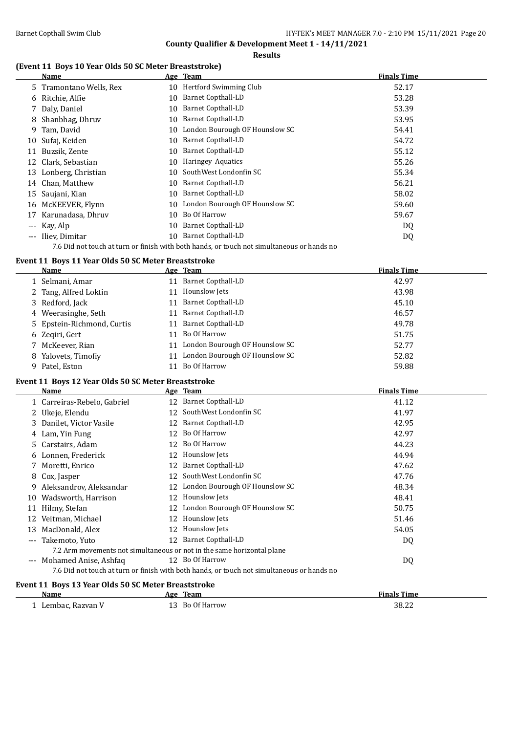## County Qualifier & Development Meet 1 - 14/11/2021

**Results**

### (Event 11 Boys 10 Year Olds 50 SC Meter Breaststroke)

| | Name | Age | Team | Finals Time |
|---|---|---|---|---|
| 5 | Tramontano Wells, Rex | 10 | Hertford Swimming Club | 52.17 |
| 6 | Ritchie, Alfie | 10 | Barnet Copthall-LD | 53.28 |
| 7 | Daly, Daniel | 10 | Barnet Copthall-LD | 53.39 |
| 8 | Shanbhag, Dhruv | 10 | Barnet Copthall-LD | 53.95 |
| 9 | Tam, David | 10 | London Bourough OF Hounslow SC | 54.41 |
| 10 | Sufaj, Keiden | 10 | Barnet Copthall-LD | 54.72 |
| 11 | Buzsik, Zente | 10 | Barnet Copthall-LD | 55.12 |
| 12 | Clark, Sebastian | 10 | Haringey Aquatics | 55.26 |
| 13 | Lonberg, Christian | 10 | SouthWest Londonfin SC | 55.34 |
| 14 | Chan, Matthew | 10 | Barnet Copthall-LD | 56.21 |
| 15 | Saujani, Kian | 10 | Barnet Copthall-LD | 58.02 |
| 16 | McKEEVER, Flynn | 10 | London Bourough OF Hounslow SC | 59.60 |
| 17 | Karunadasa, Dhruv | 10 | Bo Of Harrow | 59.67 |
| --- | Kay, Alp | 10 | Barnet Copthall-LD | DQ |
| --- | Iliev, Dimitar | 10 | Barnet Copthall-LD | DQ |

7.6 Did not touch at turn or finish with both hands, or touch not simultaneous or hands no

### Event 11 Boys 11 Year Olds 50 SC Meter Breaststroke

| | Name | Age | Team | Finals Time |
|---|---|---|---|---|
| 1 | Selmani, Amar | 11 | Barnet Copthall-LD | 42.97 |
| 2 | Tang, Alfred Loktin | 11 | Hounslow Jets | 43.98 |
| 3 | Redford, Jack | 11 | Barnet Copthall-LD | 45.10 |
| 4 | Weerasinghe, Seth | 11 | Barnet Copthall-LD | 46.57 |
| 5 | Epstein-Richmond, Curtis | 11 | Barnet Copthall-LD | 49.78 |
| 6 | Zeqiri, Gert | 11 | Bo Of Harrow | 51.75 |
| 7 | McKeever, Rian | 11 | London Bourough OF Hounslow SC | 52.77 |
| 8 | Yalovets, Timofiy | 11 | London Bourough OF Hounslow SC | 52.82 |
| 9 | Patel, Eston | 11 | Bo Of Harrow | 59.88 |

### Event 11 Boys 12 Year Olds 50 SC Meter Breaststroke

| | Name | Age | Team | Finals Time |
|---|---|---|---|---|
| 1 | Carreiras-Rebelo, Gabriel | 12 | Barnet Copthall-LD | 41.12 |
| 2 | Ukeje, Elendu | 12 | SouthWest Londonfin SC | 41.97 |
| 3 | Danilet, Victor Vasile | 12 | Barnet Copthall-LD | 42.95 |
| 4 | Lam, Yin Fung | 12 | Bo Of Harrow | 42.97 |
| 5 | Carstairs, Adam | 12 | Bo Of Harrow | 44.23 |
| 6 | Lonnen, Frederick | 12 | Hounslow Jets | 44.94 |
| 7 | Moretti, Enrico | 12 | Barnet Copthall-LD | 47.62 |
| 8 | Cox, Jasper | 12 | SouthWest Londonfin SC | 47.76 |
| 9 | Aleksandrov, Aleksandar | 12 | London Bourough OF Hounslow SC | 48.34 |
| 10 | Wadsworth, Harrison | 12 | Hounslow Jets | 48.41 |
| 11 | Hilmy, Stefan | 12 | London Bourough OF Hounslow SC | 50.75 |
| 12 | Veitman, Michael | 12 | Hounslow Jets | 51.46 |
| 13 | MacDonald, Alex | 12 | Hounslow Jets | 54.05 |
| --- | Takemoto, Yuto | 12 | Barnet Copthall-LD | DQ |
| | 7.2 Arm movements not simultaneous or not in the same horizontal plane | | | |
| --- | Mohamed Anise, Ashfaq | 12 | Bo Of Harrow | DQ |
| | 7.6 Did not touch at turn or finish with both hands, or touch not simultaneous or hands no | | | |

### Event 11 Boys 13 Year Olds 50 SC Meter Breaststroke

| | Name | Age | Team | Finals Time |
|---|---|---|---|---|
| 1 | Lembac, Razvan V | 13 | Bo Of Harrow | 38.22 |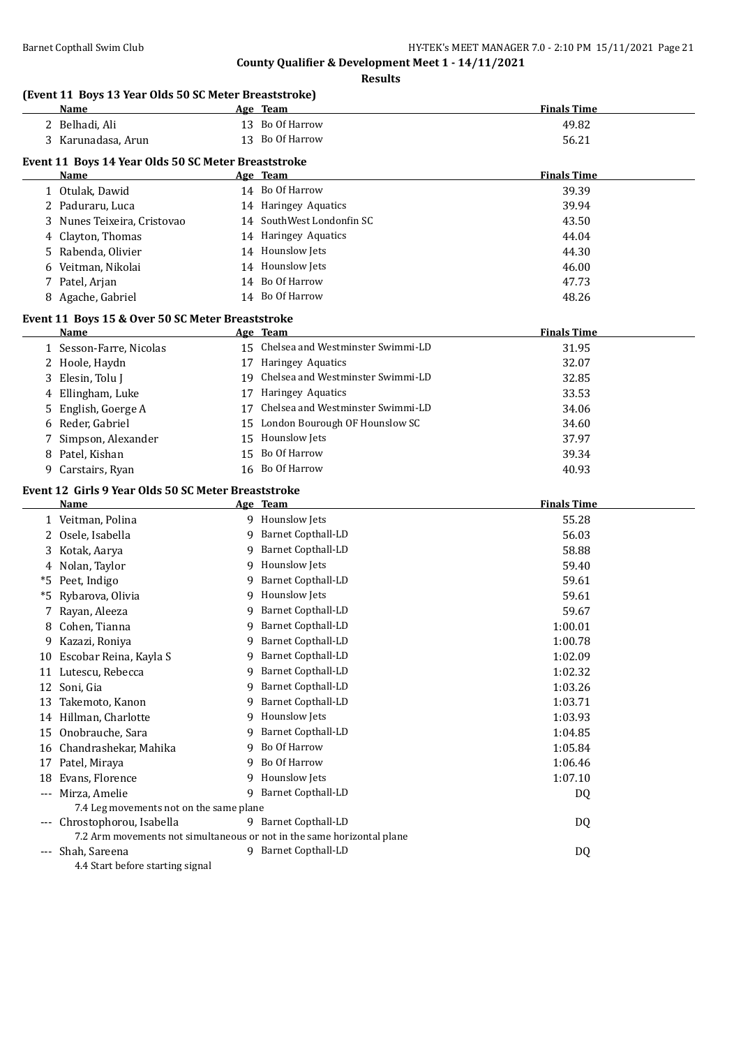Barnet Copthall Swim Club

**County Qualifier & Development Meet 1 - 14/11/2021**

**Results**

### (Event 11 Boys 13 Year Olds 50 SC Meter Breaststroke)

| | Name | Age | Team | Finals Time |
|---|---|---|---|---|
| 2 | Belhadi, Ali | 13 | Bo Of Harrow | 49.82 |
| 3 | Karunadasa, Arun | 13 | Bo Of Harrow | 56.21 |

### Event 11 Boys 14 Year Olds 50 SC Meter Breaststroke

| | Name | Age | Team | Finals Time |
|---|---|---|---|---|
| 1 | Otulak, Dawid | 14 | Bo Of Harrow | 39.39 |
| 2 | Paduraru, Luca | 14 | Haringey Aquatics | 39.94 |
| 3 | Nunes Teixeira, Cristovao | 14 | SouthWest Londonfin SC | 43.50 |
| 4 | Clayton, Thomas | 14 | Haringey Aquatics | 44.04 |
| 5 | Rabenda, Olivier | 14 | Hounslow Jets | 44.30 |
| 6 | Veitman, Nikolai | 14 | Hounslow Jets | 46.00 |
| 7 | Patel, Arjan | 14 | Bo Of Harrow | 47.73 |
| 8 | Agache, Gabriel | 14 | Bo Of Harrow | 48.26 |

### Event 11 Boys 15 & Over 50 SC Meter Breaststroke

| | Name | Age | Team | Finals Time |
|---|---|---|---|---|
| 1 | Sesson-Farre, Nicolas | 15 | Chelsea and Westminster Swimmi-LD | 31.95 |
| 2 | Hoole, Haydn | 17 | Haringey Aquatics | 32.07 |
| 3 | Elesin, Tolu J | 19 | Chelsea and Westminster Swimmi-LD | 32.85 |
| 4 | Ellingham, Luke | 17 | Haringey Aquatics | 33.53 |
| 5 | English, Goerge A | 17 | Chelsea and Westminster Swimmi-LD | 34.06 |
| 6 | Reder, Gabriel | 15 | London Bourough OF Hounslow SC | 34.60 |
| 7 | Simpson, Alexander | 15 | Hounslow Jets | 37.97 |
| 8 | Patel, Kishan | 15 | Bo Of Harrow | 39.34 |
| 9 | Carstairs, Ryan | 16 | Bo Of Harrow | 40.93 |

### Event 12 Girls 9 Year Olds 50 SC Meter Breaststroke

| | Name | Age | Team | Finals Time |
|---|---|---|---|---|
| 1 | Veitman, Polina | 9 | Hounslow Jets | 55.28 |
| 2 | Osele, Isabella | 9 | Barnet Copthall-LD | 56.03 |
| 3 | Kotak, Aarya | 9 | Barnet Copthall-LD | 58.88 |
| 4 | Nolan, Taylor | 9 | Hounslow Jets | 59.40 |
| *5 | Peet, Indigo | 9 | Barnet Copthall-LD | 59.61 |
| *5 | Rybarova, Olivia | 9 | Hounslow Jets | 59.61 |
| 7 | Rayan, Aleeza | 9 | Barnet Copthall-LD | 59.67 |
| 8 | Cohen, Tianna | 9 | Barnet Copthall-LD | 1:00.01 |
| 9 | Kazazi, Roniya | 9 | Barnet Copthall-LD | 1:00.78 |
| 10 | Escobar Reina, Kayla S | 9 | Barnet Copthall-LD | 1:02.09 |
| 11 | Lutescu, Rebecca | 9 | Barnet Copthall-LD | 1:02.32 |
| 12 | Soni, Gia | 9 | Barnet Copthall-LD | 1:03.26 |
| 13 | Takemoto, Kanon | 9 | Barnet Copthall-LD | 1:03.71 |
| 14 | Hillman, Charlotte | 9 | Hounslow Jets | 1:03.93 |
| 15 | Onobrauche, Sara | 9 | Barnet Copthall-LD | 1:04.85 |
| 16 | Chandrashekar, Mahika | 9 | Bo Of Harrow | 1:05.84 |
| 17 | Patel, Miraya | 9 | Bo Of Harrow | 1:06.46 |
| 18 | Evans, Florence | 9 | Hounslow Jets | 1:07.10 |
| --- | Mirza, Amelie | 9 | Barnet Copthall-LD | DQ |
| | 7.4 Leg movements not on the same plane | | | |
| --- | Chrostophorou, Isabella | 9 | Barnet Copthall-LD | DQ |
| | 7.2 Arm movements not simultaneous or not in the same horizontal plane | | | |
| --- | Shah, Sareena | 9 | Barnet Copthall-LD | DQ |
| | 4.4 Start before starting signal | | | |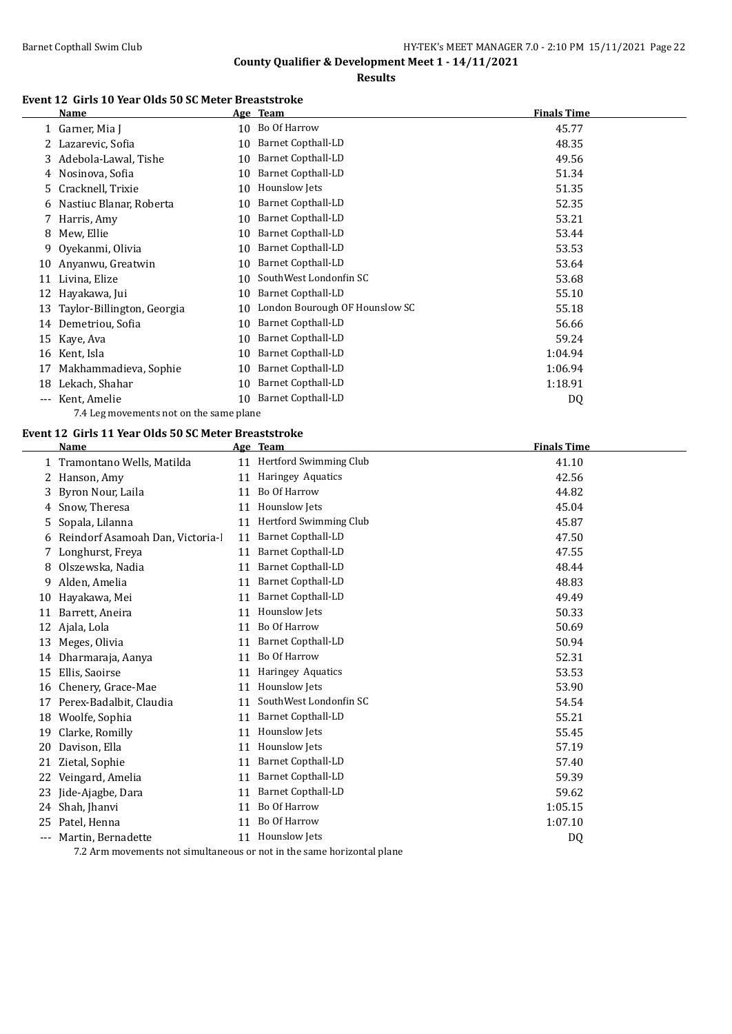## County Qualifier & Development Meet 1 - 14/11/2021

### Results

#### Event 12 Girls 10 Year Olds 50 SC Meter Breaststroke

| | Name | Age | Team | Finals Time |
|---|---|---|---|---|
| 1 | Garner, Mia J | 10 | Bo Of Harrow | 45.77 |
| 2 | Lazarevic, Sofia | 10 | Barnet Copthall-LD | 48.35 |
| 3 | Adebola-Lawal, Tishe | 10 | Barnet Copthall-LD | 49.56 |
| 4 | Nosinova, Sofia | 10 | Barnet Copthall-LD | 51.34 |
| 5 | Cracknell, Trixie | 10 | Hounslow Jets | 51.35 |
| 6 | Nastiuc Blanar, Roberta | 10 | Barnet Copthall-LD | 52.35 |
| 7 | Harris, Amy | 10 | Barnet Copthall-LD | 53.21 |
| 8 | Mew, Ellie | 10 | Barnet Copthall-LD | 53.44 |
| 9 | Oyekanmi, Olivia | 10 | Barnet Copthall-LD | 53.53 |
| 10 | Anyanwu, Greatwin | 10 | Barnet Copthall-LD | 53.64 |
| 11 | Livina, Elize | 10 | SouthWest Londonfin SC | 53.68 |
| 12 | Hayakawa, Jui | 10 | Barnet Copthall-LD | 55.10 |
| 13 | Taylor-Billington, Georgia | 10 | London Bourough OF Hounslow SC | 55.18 |
| 14 | Demetriou, Sofia | 10 | Barnet Copthall-LD | 56.66 |
| 15 | Kaye, Ava | 10 | Barnet Copthall-LD | 59.24 |
| 16 | Kent, Isla | 10 | Barnet Copthall-LD | 1:04.94 |
| 17 | Makhammadieva, Sophie | 10 | Barnet Copthall-LD | 1:06.94 |
| 18 | Lekach, Shahar | 10 | Barnet Copthall-LD | 1:18.91 |
| --- | Kent, Amelie | 10 | Barnet Copthall-LD | DQ |

7.4 Leg movements not on the same plane

#### Event 12 Girls 11 Year Olds 50 SC Meter Breaststroke

| | Name | Age | Team | Finals Time |
|---|---|---|---|---|
| 1 | Tramontano Wells, Matilda | 11 | Hertford Swimming Club | 41.10 |
| 2 | Hanson, Amy | 11 | Haringey Aquatics | 42.56 |
| 3 | Byron Nour, Laila | 11 | Bo Of Harrow | 44.82 |
| 4 | Snow, Theresa | 11 | Hounslow Jets | 45.04 |
| 5 | Sopala, Lilanna | 11 | Hertford Swimming Club | 45.87 |
| 6 | Reindorf Asamoah Dan, Victoria-I | 11 | Barnet Copthall-LD | 47.50 |
| 7 | Longhurst, Freya | 11 | Barnet Copthall-LD | 47.55 |
| 8 | Olszewska, Nadia | 11 | Barnet Copthall-LD | 48.44 |
| 9 | Alden, Amelia | 11 | Barnet Copthall-LD | 48.83 |
| 10 | Hayakawa, Mei | 11 | Barnet Copthall-LD | 49.49 |
| 11 | Barrett, Aneira | 11 | Hounslow Jets | 50.33 |
| 12 | Ajala, Lola | 11 | Bo Of Harrow | 50.69 |
| 13 | Meges, Olivia | 11 | Barnet Copthall-LD | 50.94 |
| 14 | Dharmaraja, Aanya | 11 | Bo Of Harrow | 52.31 |
| 15 | Ellis, Saoirse | 11 | Haringey Aquatics | 53.53 |
| 16 | Chenery, Grace-Mae | 11 | Hounslow Jets | 53.90 |
| 17 | Perex-Badalbit, Claudia | 11 | SouthWest Londonfin SC | 54.54 |
| 18 | Woolfe, Sophia | 11 | Barnet Copthall-LD | 55.21 |
| 19 | Clarke, Romilly | 11 | Hounslow Jets | 55.45 |
| 20 | Davison, Ella | 11 | Hounslow Jets | 57.19 |
| 21 | Zietal, Sophie | 11 | Barnet Copthall-LD | 57.40 |
| 22 | Veingard, Amelia | 11 | Barnet Copthall-LD | 59.39 |
| 23 | Jide-Ajagbe, Dara | 11 | Barnet Copthall-LD | 59.62 |
| 24 | Shah, Jhanvi | 11 | Bo Of Harrow | 1:05.15 |
| 25 | Patel, Henna | 11 | Bo Of Harrow | 1:07.10 |
| --- | Martin, Bernadette | 11 | Hounslow Jets | DQ |

7.2 Arm movements not simultaneous or not in the same horizontal plane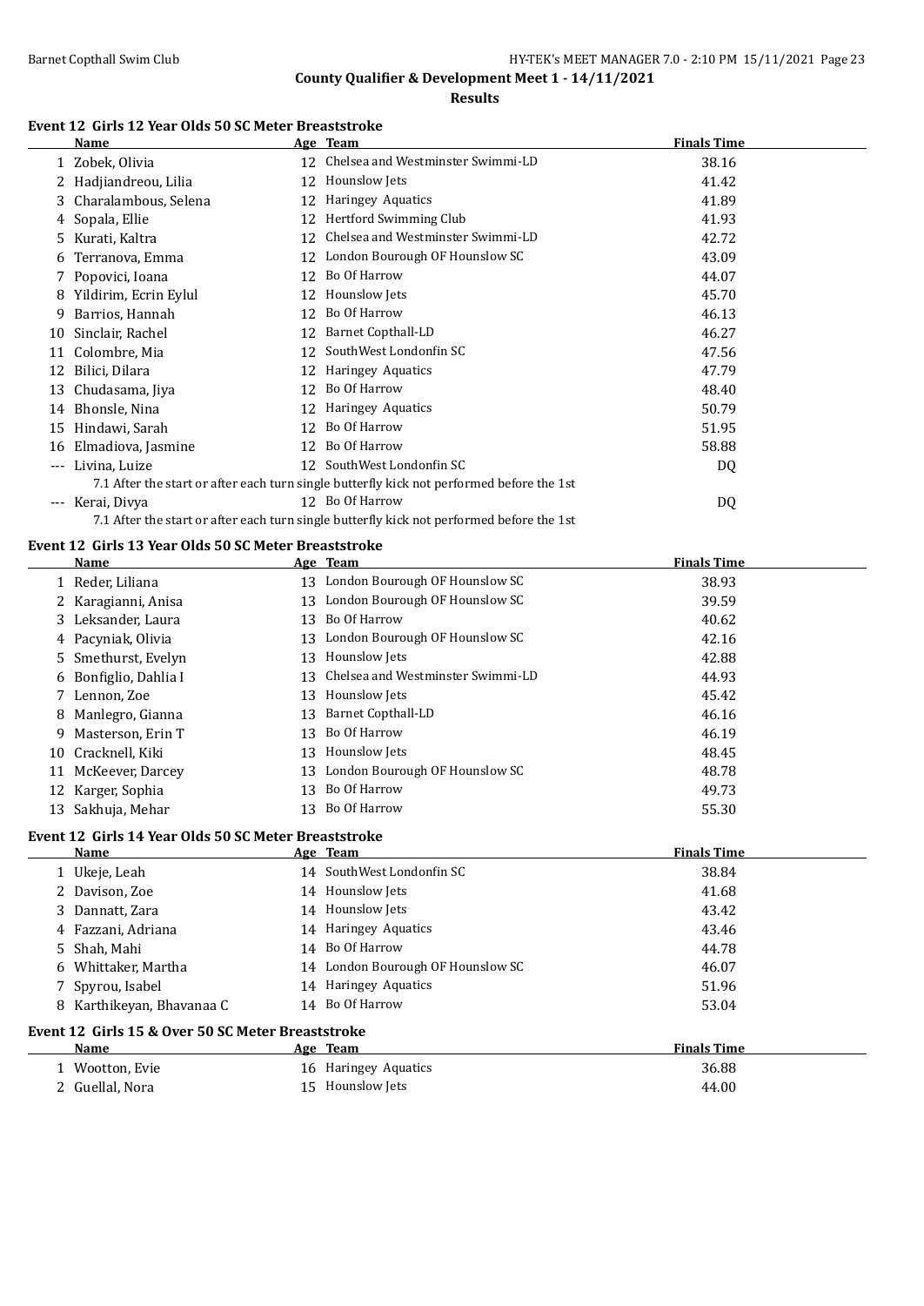## County Qualifier & Development Meet 1 - 14/11/2021

### Results

#### Event 12 Girls 12 Year Olds 50 SC Meter Breaststroke

| | Name | Age | Team | Finals Time |
|---|---|---|---|---|
| 1 | Zobek, Olivia | 12 | Chelsea and Westminster Swimmi-LD | 38.16 |
| 2 | Hadjiandreou, Lilia | 12 | Hounslow Jets | 41.42 |
| 3 | Charalambous, Selena | 12 | Haringey Aquatics | 41.89 |
| 4 | Sopala, Ellie | 12 | Hertford Swimming Club | 41.93 |
| 5 | Kurati, Kaltra | 12 | Chelsea and Westminster Swimmi-LD | 42.72 |
| 6 | Terranova, Emma | 12 | London Bourough OF Hounslow SC | 43.09 |
| 7 | Popovici, Ioana | 12 | Bo Of Harrow | 44.07 |
| 8 | Yildirim, Ecrin Eylul | 12 | Hounslow Jets | 45.70 |
| 9 | Barrios, Hannah | 12 | Bo Of Harrow | 46.13 |
| 10 | Sinclair, Rachel | 12 | Barnet Copthall-LD | 46.27 |
| 11 | Colombre, Mia | 12 | SouthWest Londonfin SC | 47.56 |
| 12 | Bilici, Dilara | 12 | Haringey Aquatics | 47.79 |
| 13 | Chudasama, Jiya | 12 | Bo Of Harrow | 48.40 |
| 14 | Bhonsle, Nina | 12 | Haringey Aquatics | 50.79 |
| 15 | Hindawi, Sarah | 12 | Bo Of Harrow | 51.95 |
| 16 | Elmadiova, Jasmine | 12 | Bo Of Harrow | 58.88 |
| --- | Livina, Luize | 12 | SouthWest Londonfin SC | DQ |
| | 7.1 After the start or after each turn single butterfly kick not performed before the 1st | | | |
| --- | Kerai, Divya | 12 | Bo Of Harrow | DQ |
| | 7.1 After the start or after each turn single butterfly kick not performed before the 1st | | | |

#### Event 12 Girls 13 Year Olds 50 SC Meter Breaststroke

| | Name | Age | Team | Finals Time |
|---|---|---|---|---|
| 1 | Reder, Liliana | 13 | London Bourough OF Hounslow SC | 38.93 |
| 2 | Karagianni, Anisa | 13 | London Bourough OF Hounslow SC | 39.59 |
| 3 | Leksander, Laura | 13 | Bo Of Harrow | 40.62 |
| 4 | Pacyniak, Olivia | 13 | London Bourough OF Hounslow SC | 42.16 |
| 5 | Smethurst, Evelyn | 13 | Hounslow Jets | 42.88 |
| 6 | Bonfiglio, Dahlia I | 13 | Chelsea and Westminster Swimmi-LD | 44.93 |
| 7 | Lennon, Zoe | 13 | Hounslow Jets | 45.42 |
| 8 | Manlegro, Gianna | 13 | Barnet Copthall-LD | 46.16 |
| 9 | Masterson, Erin T | 13 | Bo Of Harrow | 46.19 |
| 10 | Cracknell, Kiki | 13 | Hounslow Jets | 48.45 |
| 11 | McKeever, Darcey | 13 | London Bourough OF Hounslow SC | 48.78 |
| 12 | Karger, Sophia | 13 | Bo Of Harrow | 49.73 |
| 13 | Sakhuja, Mehar | 13 | Bo Of Harrow | 55.30 |

#### Event 12 Girls 14 Year Olds 50 SC Meter Breaststroke

| | Name | Age | Team | Finals Time |
|---|---|---|---|---|
| 1 | Ukeje, Leah | 14 | SouthWest Londonfin SC | 38.84 |
| 2 | Davison, Zoe | 14 | Hounslow Jets | 41.68 |
| 3 | Dannatt, Zara | 14 | Hounslow Jets | 43.42 |
| 4 | Fazzani, Adriana | 14 | Haringey Aquatics | 43.46 |
| 5 | Shah, Mahi | 14 | Bo Of Harrow | 44.78 |
| 6 | Whittaker, Martha | 14 | London Bourough OF Hounslow SC | 46.07 |
| 7 | Spyrou, Isabel | 14 | Haringey Aquatics | 51.96 |
| 8 | Karthikeyan, Bhavanaa C | 14 | Bo Of Harrow | 53.04 |

#### Event 12 Girls 15 & Over 50 SC Meter Breaststroke

| | Name | Age | Team | Finals Time |
|---|---|---|---|---|
| 1 | Wootton, Evie | 16 | Haringey Aquatics | 36.88 |
| 2 | Guellal, Nora | 15 | Hounslow Jets | 44.00 |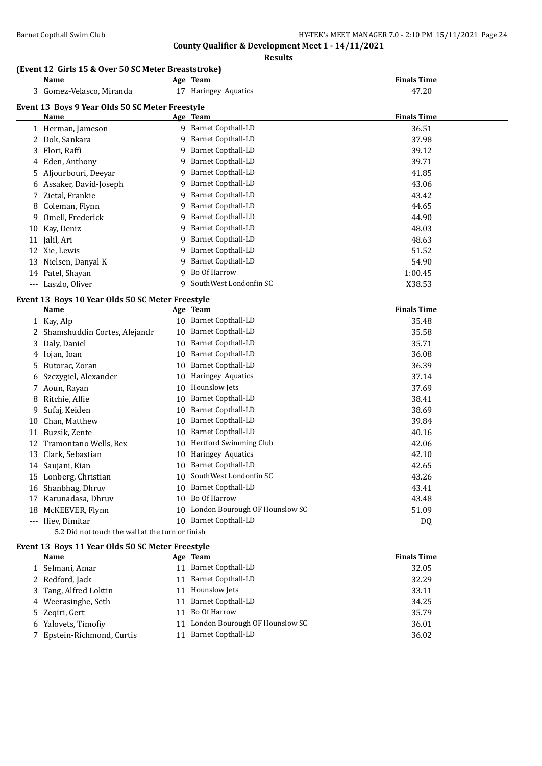**County Qualifier & Development Meet 1 - 14/11/2021**

**Results**

### (Event 12 Girls 15 & Over 50 SC Meter Breaststroke)

| | Name | Age | Team | Finals Time |
|---|---|---|---|---|
| 3 | Gomez-Velasco, Miranda | 17 | Haringey Aquatics | 47.20 |

### Event 13 Boys 9 Year Olds 50 SC Meter Freestyle

| | Name | Age | Team | Finals Time |
|---|---|---|---|---|
| 1 | Herman, Jameson | 9 | Barnet Copthall-LD | 36.51 |
| 2 | Dok, Sankara | 9 | Barnet Copthall-LD | 37.98 |
| 3 | Flori, Raffi | 9 | Barnet Copthall-LD | 39.12 |
| 4 | Eden, Anthony | 9 | Barnet Copthall-LD | 39.71 |
| 5 | Aljourbouri, Deeyar | 9 | Barnet Copthall-LD | 41.85 |
| 6 | Assaker, David-Joseph | 9 | Barnet Copthall-LD | 43.06 |
| 7 | Zietal, Frankie | 9 | Barnet Copthall-LD | 43.42 |
| 8 | Coleman, Flynn | 9 | Barnet Copthall-LD | 44.65 |
| 9 | Omell, Frederick | 9 | Barnet Copthall-LD | 44.90 |
| 10 | Kay, Deniz | 9 | Barnet Copthall-LD | 48.03 |
| 11 | Jalil, Ari | 9 | Barnet Copthall-LD | 48.63 |
| 12 | Xie, Lewis | 9 | Barnet Copthall-LD | 51.52 |
| 13 | Nielsen, Danyal K | 9 | Barnet Copthall-LD | 54.90 |
| 14 | Patel, Shayan | 9 | Bo Of Harrow | 1:00.45 |
| --- | Laszlo, Oliver | 9 | SouthWest Londonfin SC | X38.53 |

### Event 13 Boys 10 Year Olds 50 SC Meter Freestyle

| | Name | Age | Team | Finals Time |
|---|---|---|---|---|
| 1 | Kay, Alp | 10 | Barnet Copthall-LD | 35.48 |
| 2 | Shamshuddin Cortes, Alejandr | 10 | Barnet Copthall-LD | 35.58 |
| 3 | Daly, Daniel | 10 | Barnet Copthall-LD | 35.71 |
| 4 | Iojan, Ioan | 10 | Barnet Copthall-LD | 36.08 |
| 5 | Butorac, Zoran | 10 | Barnet Copthall-LD | 36.39 |
| 6 | Szczygiel, Alexander | 10 | Haringey Aquatics | 37.14 |
| 7 | Aoun, Rayan | 10 | Hounslow Jets | 37.69 |
| 8 | Ritchie, Alfie | 10 | Barnet Copthall-LD | 38.41 |
| 9 | Sufaj, Keiden | 10 | Barnet Copthall-LD | 38.69 |
| 10 | Chan, Matthew | 10 | Barnet Copthall-LD | 39.84 |
| 11 | Buzsik, Zente | 10 | Barnet Copthall-LD | 40.16 |
| 12 | Tramontano Wells, Rex | 10 | Hertford Swimming Club | 42.06 |
| 13 | Clark, Sebastian | 10 | Haringey Aquatics | 42.10 |
| 14 | Saujani, Kian | 10 | Barnet Copthall-LD | 42.65 |
| 15 | Lonberg, Christian | 10 | SouthWest Londonfin SC | 43.26 |
| 16 | Shanbhag, Dhruv | 10 | Barnet Copthall-LD | 43.41 |
| 17 | Karunadasa, Dhruv | 10 | Bo Of Harrow | 43.48 |
| 18 | McKEEVER, Flynn | 10 | London Bourough OF Hounslow SC | 51.09 |
| --- | Iliev, Dimitar | 10 | Barnet Copthall-LD | DQ |

5.2 Did not touch the wall at the turn or finish

### Event 13 Boys 11 Year Olds 50 SC Meter Freestyle

| | Name | Age | Team | Finals Time |
|---|---|---|---|---|
| 1 | Selmani, Amar | 11 | Barnet Copthall-LD | 32.05 |
| 2 | Redford, Jack | 11 | Barnet Copthall-LD | 32.29 |
| 3 | Tang, Alfred Loktin | 11 | Hounslow Jets | 33.11 |
| 4 | Weerasinghe, Seth | 11 | Barnet Copthall-LD | 34.25 |
| 5 | Zeqiri, Gert | 11 | Bo Of Harrow | 35.79 |
| 6 | Yalovets, Timofiy | 11 | London Bourough OF Hounslow SC | 36.01 |
| 7 | Epstein-Richmond, Curtis | 11 | Barnet Copthall-LD | 36.02 |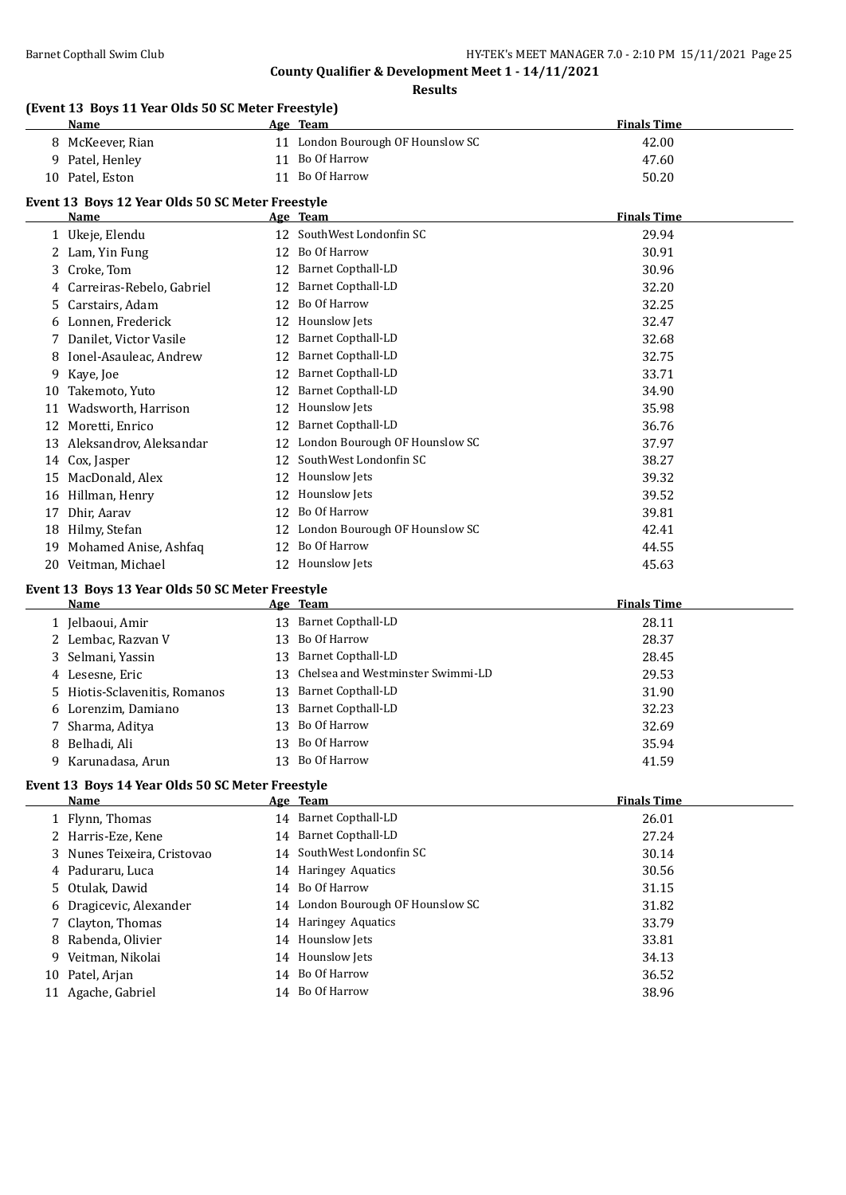**County Qualifier & Development Meet 1 - 14/11/2021**

**Results**

### (Event 13 Boys 11 Year Olds 50 SC Meter Freestyle)

| | Name | Age | Team | Finals Time |
|---|---|---|---|---|
| 8 | McKeever, Rian | 11 | London Bourough OF Hounslow SC | 42.00 |
| 9 | Patel, Henley | 11 | Bo Of Harrow | 47.60 |
| 10 | Patel, Eston | 11 | Bo Of Harrow | 50.20 |

### Event 13 Boys 12 Year Olds 50 SC Meter Freestyle

| | Name | Age | Team | Finals Time |
|---|---|---|---|---|
| 1 | Ukeje, Elendu | 12 | SouthWest Londonfin SC | 29.94 |
| 2 | Lam, Yin Fung | 12 | Bo Of Harrow | 30.91 |
| 3 | Croke, Tom | 12 | Barnet Copthall-LD | 30.96 |
| 4 | Carreiras-Rebelo, Gabriel | 12 | Barnet Copthall-LD | 32.20 |
| 5 | Carstairs, Adam | 12 | Bo Of Harrow | 32.25 |
| 6 | Lonnen, Frederick | 12 | Hounslow Jets | 32.47 |
| 7 | Danilet, Victor Vasile | 12 | Barnet Copthall-LD | 32.68 |
| 8 | Ionel-Asauleac, Andrew | 12 | Barnet Copthall-LD | 32.75 |
| 9 | Kaye, Joe | 12 | Barnet Copthall-LD | 33.71 |
| 10 | Takemoto, Yuto | 12 | Barnet Copthall-LD | 34.90 |
| 11 | Wadsworth, Harrison | 12 | Hounslow Jets | 35.98 |
| 12 | Moretti, Enrico | 12 | Barnet Copthall-LD | 36.76 |
| 13 | Aleksandrov, Aleksandar | 12 | London Bourough OF Hounslow SC | 37.97 |
| 14 | Cox, Jasper | 12 | SouthWest Londonfin SC | 38.27 |
| 15 | MacDonald, Alex | 12 | Hounslow Jets | 39.32 |
| 16 | Hillman, Henry | 12 | Hounslow Jets | 39.52 |
| 17 | Dhir, Aarav | 12 | Bo Of Harrow | 39.81 |
| 18 | Hilmy, Stefan | 12 | London Bourough OF Hounslow SC | 42.41 |
| 19 | Mohamed Anise, Ashfaq | 12 | Bo Of Harrow | 44.55 |
| 20 | Veitman, Michael | 12 | Hounslow Jets | 45.63 |

### Event 13 Boys 13 Year Olds 50 SC Meter Freestyle

| | Name | Age | Team | Finals Time |
|---|---|---|---|---|
| 1 | Jelbaoui, Amir | 13 | Barnet Copthall-LD | 28.11 |
| 2 | Lembac, Razvan V | 13 | Bo Of Harrow | 28.37 |
| 3 | Selmani, Yassin | 13 | Barnet Copthall-LD | 28.45 |
| 4 | Lesesne, Eric | 13 | Chelsea and Westminster Swimmi-LD | 29.53 |
| 5 | Hiotis-Sclavenitis, Romanos | 13 | Barnet Copthall-LD | 31.90 |
| 6 | Lorenzim, Damiano | 13 | Barnet Copthall-LD | 32.23 |
| 7 | Sharma, Aditya | 13 | Bo Of Harrow | 32.69 |
| 8 | Belhadi, Ali | 13 | Bo Of Harrow | 35.94 |
| 9 | Karunadasa, Arun | 13 | Bo Of Harrow | 41.59 |

### Event 13 Boys 14 Year Olds 50 SC Meter Freestyle

| | Name | Age | Team | Finals Time |
|---|---|---|---|---|
| 1 | Flynn, Thomas | 14 | Barnet Copthall-LD | 26.01 |
| 2 | Harris-Eze, Kene | 14 | Barnet Copthall-LD | 27.24 |
| 3 | Nunes Teixeira, Cristovao | 14 | SouthWest Londonfin SC | 30.14 |
| 4 | Paduraru, Luca | 14 | Haringey Aquatics | 30.56 |
| 5 | Otulak, Dawid | 14 | Bo Of Harrow | 31.15 |
| 6 | Dragicevic, Alexander | 14 | London Bourough OF Hounslow SC | 31.82 |
| 7 | Clayton, Thomas | 14 | Haringey Aquatics | 33.79 |
| 8 | Rabenda, Olivier | 14 | Hounslow Jets | 33.81 |
| 9 | Veitman, Nikolai | 14 | Hounslow Jets | 34.13 |
| 10 | Patel, Arjan | 14 | Bo Of Harrow | 36.52 |
| 11 | Agache, Gabriel | 14 | Bo Of Harrow | 38.96 |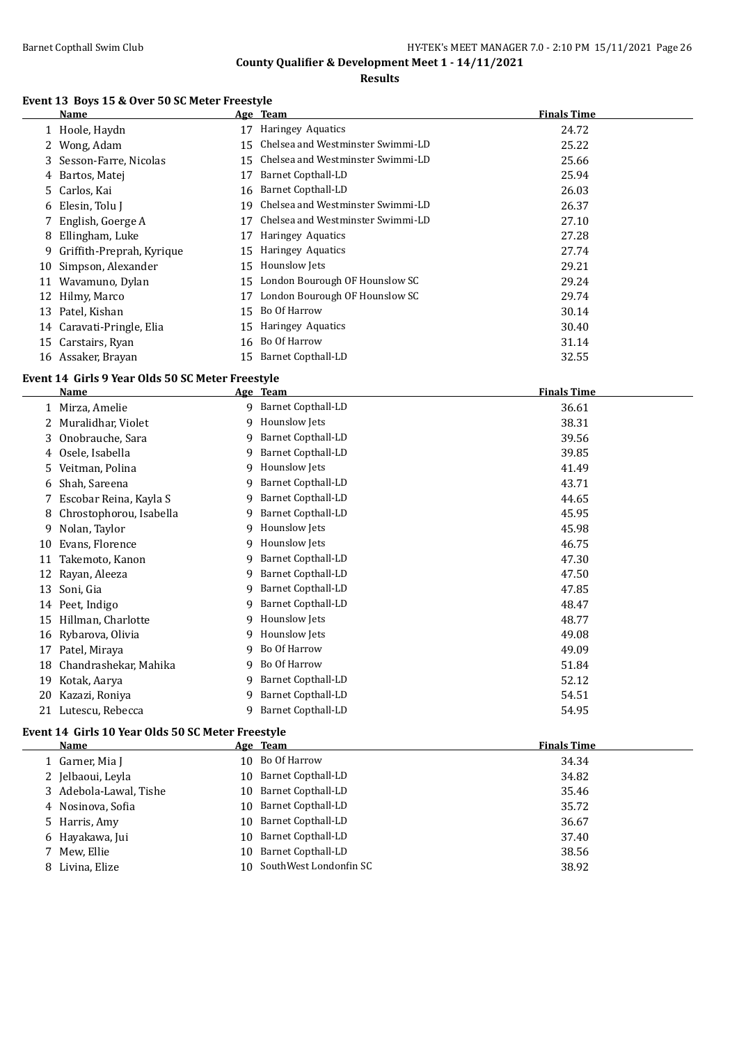## County Qualifier & Development Meet 1 - 14/11/2021

### Results

#### Event 13 Boys 15 & Over 50 SC Meter Freestyle

| | Name | Age | Team | Finals Time |
|---|---|---|---|---|
| 1 | Hoole, Haydn | 17 | Haringey Aquatics | 24.72 |
| 2 | Wong, Adam | 15 | Chelsea and Westminster Swimmi-LD | 25.22 |
| 3 | Sesson-Farre, Nicolas | 15 | Chelsea and Westminster Swimmi-LD | 25.66 |
| 4 | Bartos, Matej | 17 | Barnet Copthall-LD | 25.94 |
| 5 | Carlos, Kai | 16 | Barnet Copthall-LD | 26.03 |
| 6 | Elesin, Tolu J | 19 | Chelsea and Westminster Swimmi-LD | 26.37 |
| 7 | English, Goerge A | 17 | Chelsea and Westminster Swimmi-LD | 27.10 |
| 8 | Ellingham, Luke | 17 | Haringey Aquatics | 27.28 |
| 9 | Griffith-Preprah, Kyrique | 15 | Haringey Aquatics | 27.74 |
| 10 | Simpson, Alexander | 15 | Hounslow Jets | 29.21 |
| 11 | Wavamuno, Dylan | 15 | London Bourough OF Hounslow SC | 29.24 |
| 12 | Hilmy, Marco | 17 | London Bourough OF Hounslow SC | 29.74 |
| 13 | Patel, Kishan | 15 | Bo Of Harrow | 30.14 |
| 14 | Caravati-Pringle, Elia | 15 | Haringey Aquatics | 30.40 |
| 15 | Carstairs, Ryan | 16 | Bo Of Harrow | 31.14 |
| 16 | Assaker, Brayan | 15 | Barnet Copthall-LD | 32.55 |

#### Event 14 Girls 9 Year Olds 50 SC Meter Freestyle

| | Name | Age | Team | Finals Time |
|---|---|---|---|---|
| 1 | Mirza, Amelie | 9 | Barnet Copthall-LD | 36.61 |
| 2 | Muralidhar, Violet | 9 | Hounslow Jets | 38.31 |
| 3 | Onobrauche, Sara | 9 | Barnet Copthall-LD | 39.56 |
| 4 | Osele, Isabella | 9 | Barnet Copthall-LD | 39.85 |
| 5 | Veitman, Polina | 9 | Hounslow Jets | 41.49 |
| 6 | Shah, Sareena | 9 | Barnet Copthall-LD | 43.71 |
| 7 | Escobar Reina, Kayla S | 9 | Barnet Copthall-LD | 44.65 |
| 8 | Chrostophorou, Isabella | 9 | Barnet Copthall-LD | 45.95 |
| 9 | Nolan, Taylor | 9 | Hounslow Jets | 45.98 |
| 10 | Evans, Florence | 9 | Hounslow Jets | 46.75 |
| 11 | Takemoto, Kanon | 9 | Barnet Copthall-LD | 47.30 |
| 12 | Rayan, Aleeza | 9 | Barnet Copthall-LD | 47.50 |
| 13 | Soni, Gia | 9 | Barnet Copthall-LD | 47.85 |
| 14 | Peet, Indigo | 9 | Barnet Copthall-LD | 48.47 |
| 15 | Hillman, Charlotte | 9 | Hounslow Jets | 48.77 |
| 16 | Rybarova, Olivia | 9 | Hounslow Jets | 49.08 |
| 17 | Patel, Miraya | 9 | Bo Of Harrow | 49.09 |
| 18 | Chandrashekar, Mahika | 9 | Bo Of Harrow | 51.84 |
| 19 | Kotak, Aarya | 9 | Barnet Copthall-LD | 52.12 |
| 20 | Kazazi, Roniya | 9 | Barnet Copthall-LD | 54.51 |
| 21 | Lutescu, Rebecca | 9 | Barnet Copthall-LD | 54.95 |

#### Event 14 Girls 10 Year Olds 50 SC Meter Freestyle

| | Name | Age | Team | Finals Time |
|---|---|---|---|---|
| 1 | Garner, Mia J | 10 | Bo Of Harrow | 34.34 |
| 2 | Jelbaoui, Leyla | 10 | Barnet Copthall-LD | 34.82 |
| 3 | Adebola-Lawal, Tishe | 10 | Barnet Copthall-LD | 35.46 |
| 4 | Nosinova, Sofia | 10 | Barnet Copthall-LD | 35.72 |
| 5 | Harris, Amy | 10 | Barnet Copthall-LD | 36.67 |
| 6 | Hayakawa, Jui | 10 | Barnet Copthall-LD | 37.40 |
| 7 | Mew, Ellie | 10 | Barnet Copthall-LD | 38.56 |
| 8 | Livina, Elize | 10 | SouthWest Londonfin SC | 38.92 |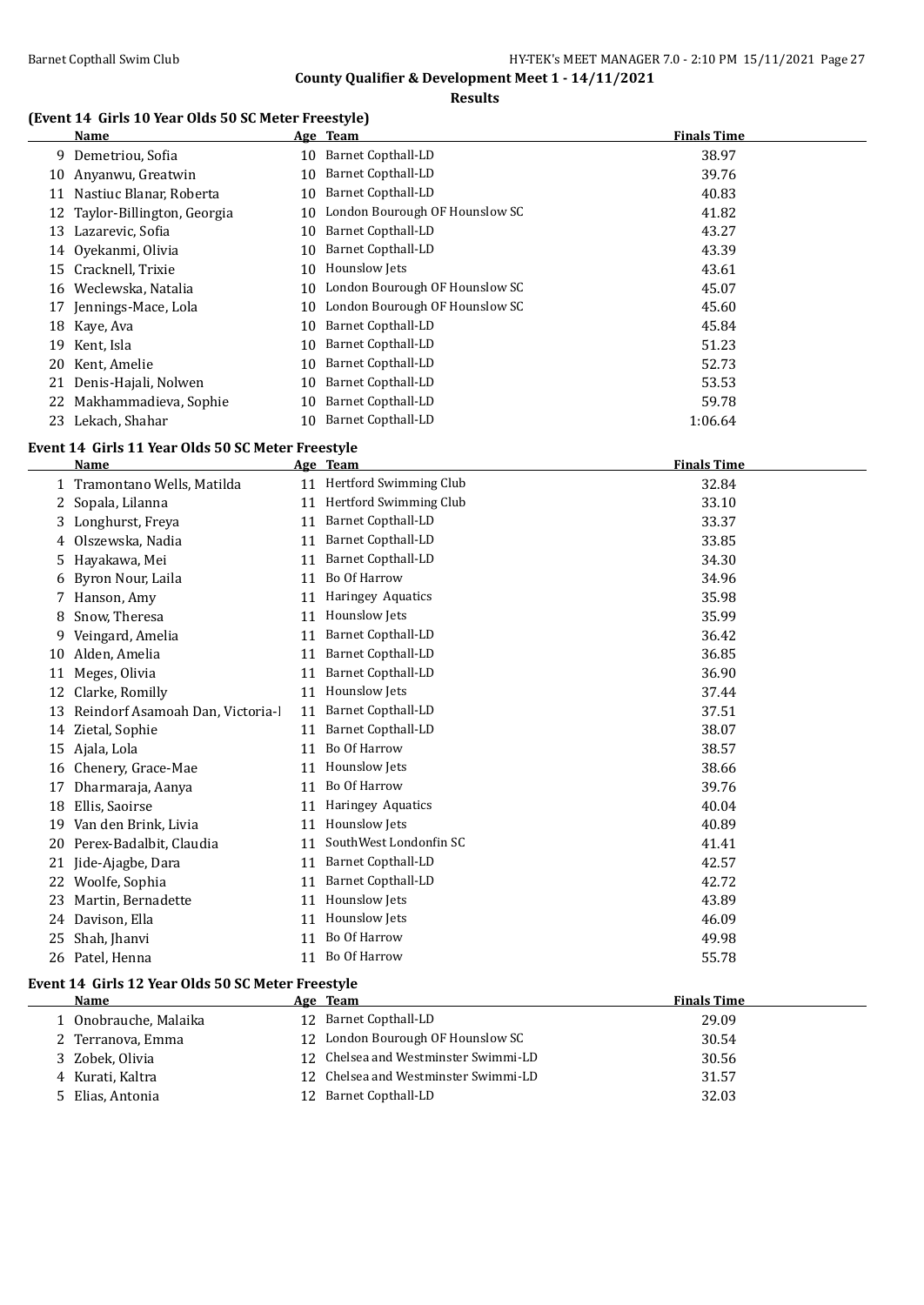## County Qualifier & Development Meet 1 - 14/11/2021

### Results

#### (Event 14 Girls 10 Year Olds 50 SC Meter Freestyle)

| | Name | Age | Team | Finals Time |
|---|---|---|---|---|
| 9 | Demetriou, Sofia | 10 | Barnet Copthall-LD | 38.97 |
| 10 | Anyanwu, Greatwin | 10 | Barnet Copthall-LD | 39.76 |
| 11 | Nastiuc Blanar, Roberta | 10 | Barnet Copthall-LD | 40.83 |
| 12 | Taylor-Billington, Georgia | 10 | London Bourough OF Hounslow SC | 41.82 |
| 13 | Lazarevic, Sofia | 10 | Barnet Copthall-LD | 43.27 |
| 14 | Oyekanmi, Olivia | 10 | Barnet Copthall-LD | 43.39 |
| 15 | Cracknell, Trixie | 10 | Hounslow Jets | 43.61 |
| 16 | Weclewska, Natalia | 10 | London Bourough OF Hounslow SC | 45.07 |
| 17 | Jennings-Mace, Lola | 10 | London Bourough OF Hounslow SC | 45.60 |
| 18 | Kaye, Ava | 10 | Barnet Copthall-LD | 45.84 |
| 19 | Kent, Isla | 10 | Barnet Copthall-LD | 51.23 |
| 20 | Kent, Amelie | 10 | Barnet Copthall-LD | 52.73 |
| 21 | Denis-Hajali, Nolwen | 10 | Barnet Copthall-LD | 53.53 |
| 22 | Makhammadieva, Sophie | 10 | Barnet Copthall-LD | 59.78 |
| 23 | Lekach, Shahar | 10 | Barnet Copthall-LD | 1:06.64 |

#### Event 14 Girls 11 Year Olds 50 SC Meter Freestyle

| | Name | Age | Team | Finals Time |
|---|---|---|---|---|
| 1 | Tramontano Wells, Matilda | 11 | Hertford Swimming Club | 32.84 |
| 2 | Sopala, Lilanna | 11 | Hertford Swimming Club | 33.10 |
| 3 | Longhurst, Freya | 11 | Barnet Copthall-LD | 33.37 |
| 4 | Olszewska, Nadia | 11 | Barnet Copthall-LD | 33.85 |
| 5 | Hayakawa, Mei | 11 | Barnet Copthall-LD | 34.30 |
| 6 | Byron Nour, Laila | 11 | Bo Of Harrow | 34.96 |
| 7 | Hanson, Amy | 11 | Haringey Aquatics | 35.98 |
| 8 | Snow, Theresa | 11 | Hounslow Jets | 35.99 |
| 9 | Veingard, Amelia | 11 | Barnet Copthall-LD | 36.42 |
| 10 | Alden, Amelia | 11 | Barnet Copthall-LD | 36.85 |
| 11 | Meges, Olivia | 11 | Barnet Copthall-LD | 36.90 |
| 12 | Clarke, Romilly | 11 | Hounslow Jets | 37.44 |
| 13 | Reindorf Asamoah Dan, Victoria-I | 11 | Barnet Copthall-LD | 37.51 |
| 14 | Zietal, Sophie | 11 | Barnet Copthall-LD | 38.07 |
| 15 | Ajala, Lola | 11 | Bo Of Harrow | 38.57 |
| 16 | Chenery, Grace-Mae | 11 | Hounslow Jets | 38.66 |
| 17 | Dharmaraja, Aanya | 11 | Bo Of Harrow | 39.76 |
| 18 | Ellis, Saoirse | 11 | Haringey Aquatics | 40.04 |
| 19 | Van den Brink, Livia | 11 | Hounslow Jets | 40.89 |
| 20 | Perex-Badalbit, Claudia | 11 | SouthWest Londonfin SC | 41.41 |
| 21 | Jide-Ajagbe, Dara | 11 | Barnet Copthall-LD | 42.57 |
| 22 | Woolfe, Sophia | 11 | Barnet Copthall-LD | 42.72 |
| 23 | Martin, Bernadette | 11 | Hounslow Jets | 43.89 |
| 24 | Davison, Ella | 11 | Hounslow Jets | 46.09 |
| 25 | Shah, Jhanvi | 11 | Bo Of Harrow | 49.98 |
| 26 | Patel, Henna | 11 | Bo Of Harrow | 55.78 |

#### Event 14 Girls 12 Year Olds 50 SC Meter Freestyle

| | Name | Age | Team | Finals Time |
|---|---|---|---|---|
| 1 | Onobrauche, Malaika | 12 | Barnet Copthall-LD | 29.09 |
| 2 | Terranova, Emma | 12 | London Bourough OF Hounslow SC | 30.54 |
| 3 | Zobek, Olivia | 12 | Chelsea and Westminster Swimmi-LD | 30.56 |
| 4 | Kurati, Kaltra | 12 | Chelsea and Westminster Swimmi-LD | 31.57 |
| 5 | Elias, Antonia | 12 | Barnet Copthall-LD | 32.03 |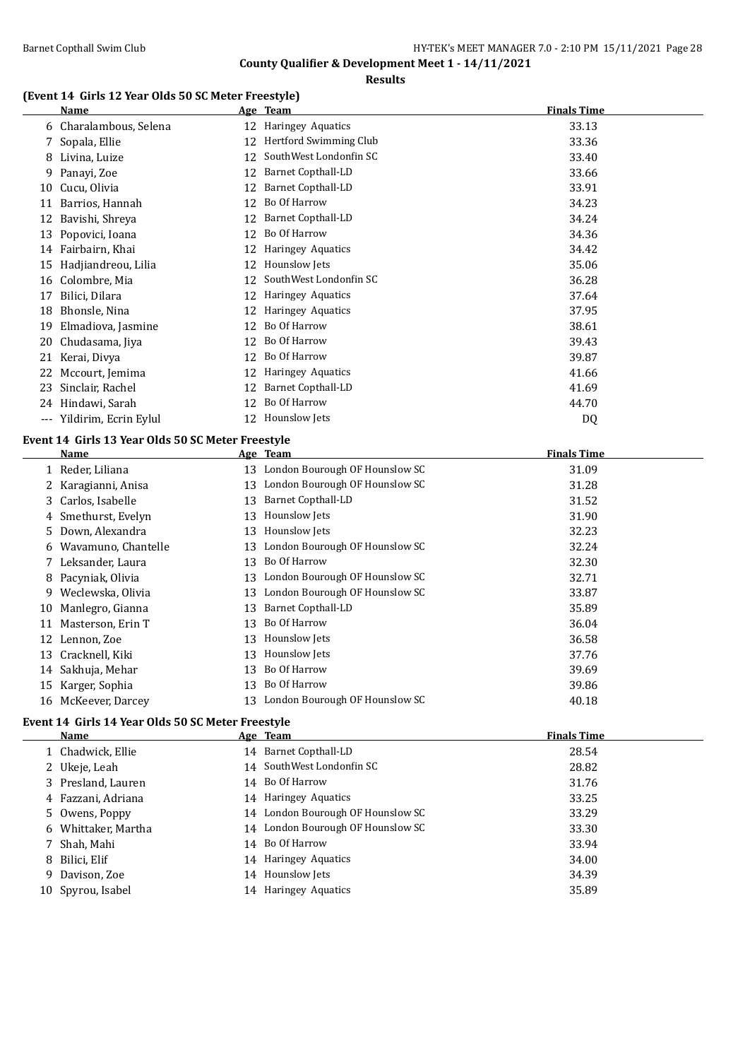**County Qualifier & Development Meet 1 - 14/11/2021**

**Results**

### (Event 14 Girls 12 Year Olds 50 SC Meter Freestyle)

| | Name | Age | Team | Finals Time |
|---|---|---|---|---|
| 6 | Charalambous, Selena | 12 | Haringey Aquatics | 33.13 |
| 7 | Sopala, Ellie | 12 | Hertford Swimming Club | 33.36 |
| 8 | Livina, Luize | 12 | SouthWest Londonfin SC | 33.40 |
| 9 | Panayi, Zoe | 12 | Barnet Copthall-LD | 33.66 |
| 10 | Cucu, Olivia | 12 | Barnet Copthall-LD | 33.91 |
| 11 | Barrios, Hannah | 12 | Bo Of Harrow | 34.23 |
| 12 | Bavishi, Shreya | 12 | Barnet Copthall-LD | 34.24 |
| 13 | Popovici, Ioana | 12 | Bo Of Harrow | 34.36 |
| 14 | Fairbairn, Khai | 12 | Haringey Aquatics | 34.42 |
| 15 | Hadjiandreou, Lilia | 12 | Hounslow Jets | 35.06 |
| 16 | Colombre, Mia | 12 | SouthWest Londonfin SC | 36.28 |
| 17 | Bilici, Dilara | 12 | Haringey Aquatics | 37.64 |
| 18 | Bhonsle, Nina | 12 | Haringey Aquatics | 37.95 |
| 19 | Elmadiova, Jasmine | 12 | Bo Of Harrow | 38.61 |
| 20 | Chudasama, Jiya | 12 | Bo Of Harrow | 39.43 |
| 21 | Kerai, Divya | 12 | Bo Of Harrow | 39.87 |
| 22 | Mccourt, Jemima | 12 | Haringey Aquatics | 41.66 |
| 23 | Sinclair, Rachel | 12 | Barnet Copthall-LD | 41.69 |
| 24 | Hindawi, Sarah | 12 | Bo Of Harrow | 44.70 |
| --- | Yildirim, Ecrin Eylul | 12 | Hounslow Jets | DQ |

### Event 14 Girls 13 Year Olds 50 SC Meter Freestyle

| | Name | Age | Team | Finals Time |
|---|---|---|---|---|
| 1 | Reder, Liliana | 13 | London Bourough OF Hounslow SC | 31.09 |
| 2 | Karagianni, Anisa | 13 | London Bourough OF Hounslow SC | 31.28 |
| 3 | Carlos, Isabelle | 13 | Barnet Copthall-LD | 31.52 |
| 4 | Smethurst, Evelyn | 13 | Hounslow Jets | 31.90 |
| 5 | Down, Alexandra | 13 | Hounslow Jets | 32.23 |
| 6 | Wavamuno, Chantelle | 13 | London Bourough OF Hounslow SC | 32.24 |
| 7 | Leksander, Laura | 13 | Bo Of Harrow | 32.30 |
| 8 | Pacyniak, Olivia | 13 | London Bourough OF Hounslow SC | 32.71 |
| 9 | Weclewska, Olivia | 13 | London Bourough OF Hounslow SC | 33.87 |
| 10 | Manlegro, Gianna | 13 | Barnet Copthall-LD | 35.89 |
| 11 | Masterson, Erin T | 13 | Bo Of Harrow | 36.04 |
| 12 | Lennon, Zoe | 13 | Hounslow Jets | 36.58 |
| 13 | Cracknell, Kiki | 13 | Hounslow Jets | 37.76 |
| 14 | Sakhuja, Mehar | 13 | Bo Of Harrow | 39.69 |
| 15 | Karger, Sophia | 13 | Bo Of Harrow | 39.86 |
| 16 | McKeever, Darcey | 13 | London Bourough OF Hounslow SC | 40.18 |

### Event 14 Girls 14 Year Olds 50 SC Meter Freestyle

| | Name | Age | Team | Finals Time |
|---|---|---|---|---|
| 1 | Chadwick, Ellie | 14 | Barnet Copthall-LD | 28.54 |
| 2 | Ukeje, Leah | 14 | SouthWest Londonfin SC | 28.82 |
| 3 | Presland, Lauren | 14 | Bo Of Harrow | 31.76 |
| 4 | Fazzani, Adriana | 14 | Haringey Aquatics | 33.25 |
| 5 | Owens, Poppy | 14 | London Bourough OF Hounslow SC | 33.29 |
| 6 | Whittaker, Martha | 14 | London Bourough OF Hounslow SC | 33.30 |
| 7 | Shah, Mahi | 14 | Bo Of Harrow | 33.94 |
| 8 | Bilici, Elif | 14 | Haringey Aquatics | 34.00 |
| 9 | Davison, Zoe | 14 | Hounslow Jets | 34.39 |
| 10 | Spyrou, Isabel | 14 | Haringey Aquatics | 35.89 |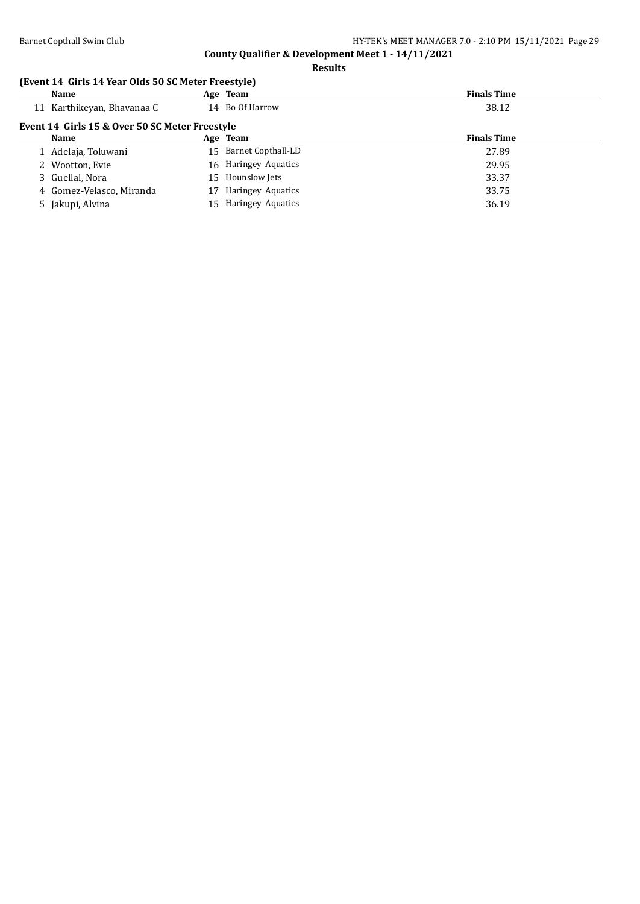**Results**

### (Event 14 Girls 14 Year Olds 50 SC Meter Freestyle)

| | Name | Age | Team | Finals Time |
|---|---|---|---|---|
| 11 | Karthikeyan, Bhavanaa C | 14 | Bo Of Harrow | 38.12 |

### Event 14 Girls 15 & Over 50 SC Meter Freestyle

| | Name | Age | Team | Finals Time |
|---|---|---|---|---|
| 1 | Adelaja, Toluwani | 15 | Barnet Copthall-LD | 27.89 |
| 2 | Wootton, Evie | 16 | Haringey Aquatics | 29.95 |
| 3 | Guellal, Nora | 15 | Hounslow Jets | 33.37 |
| 4 | Gomez-Velasco, Miranda | 17 | Haringey Aquatics | 33.75 |
| 5 | Jakupi, Alvina | 15 | Haringey Aquatics | 36.19 |